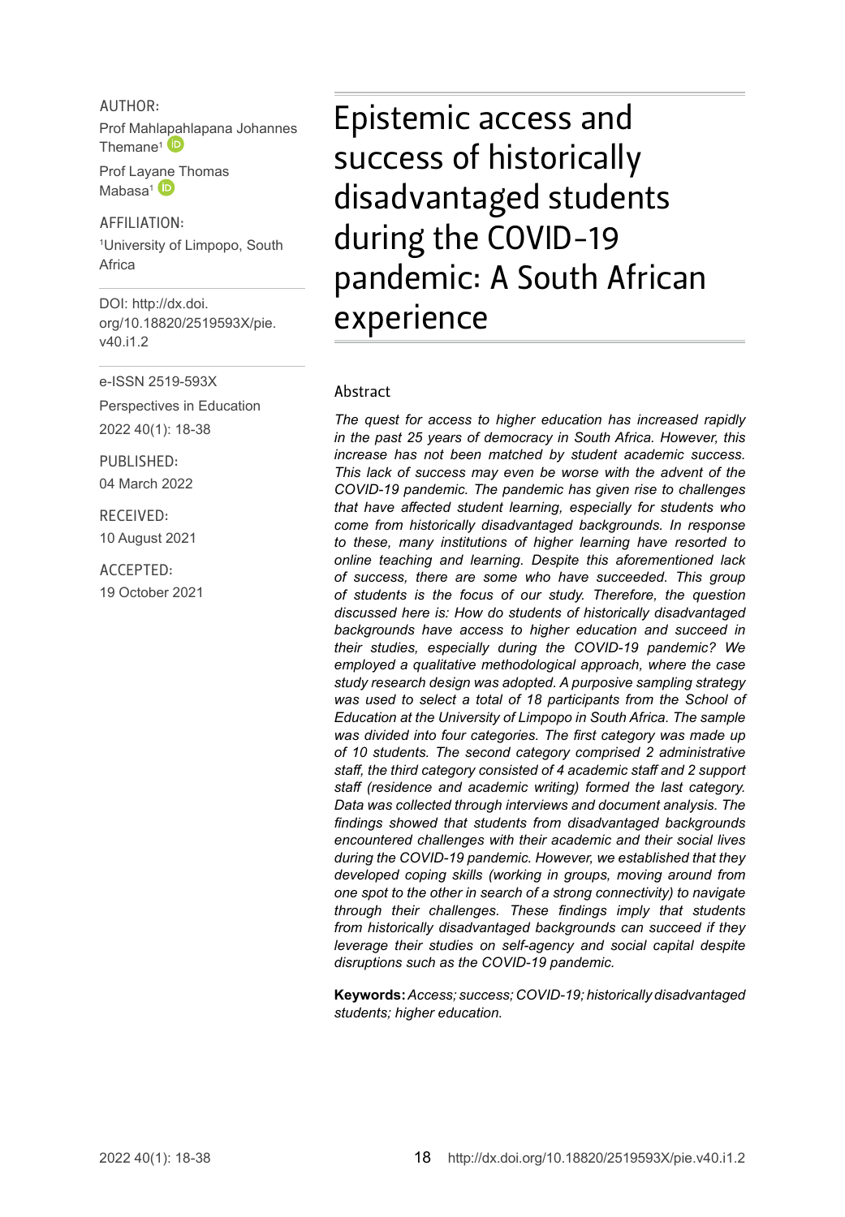AUTHOR:

Prof Mahlapahlapana Johannes Themane[1]

Prof Layane Thomas Mabasa[1]

AFFILIATION:

[1]University of Limpopo, South Africa

DOI: http://dx.doi.org/10.18820/2519593X/pie.v40.i1.2

e-ISSN 2519-593X

Perspectives in Education

2022 40(1): 18-38

PUBLISHED:

04 March 2022

RECEIVED:

10 August 2021

ACCEPTED:

19 October 2021

# Epistemic access and success of historically disadvantaged students during the COVID-19 pandemic: A South African experience

## Abstract

*The quest for access to higher education has increased rapidly in the past 25 years of democracy in South Africa. However, this increase has not been matched by student academic success. This lack of success may even be worse with the advent of the COVID-19 pandemic. The pandemic has given rise to challenges that have affected student learning, especially for students who come from historically disadvantaged backgrounds. In response to these, many institutions of higher learning have resorted to online teaching and learning. Despite this aforementioned lack of success, there are some who have succeeded. This group of students is the focus of our study. Therefore, the question discussed here is: How do students of historically disadvantaged backgrounds have access to higher education and succeed in their studies, especially during the COVID-19 pandemic? We employed a qualitative methodological approach, where the case study research design was adopted. A purposive sampling strategy was used to select a total of 18 participants from the School of Education at the University of Limpopo in South Africa. The sample was divided into four categories. The first category was made up of 10 students. The second category comprised 2 administrative staff, the third category consisted of 4 academic staff and 2 support staff (residence and academic writing) formed the last category. Data was collected through interviews and document analysis. The findings showed that students from disadvantaged backgrounds encountered challenges with their academic and their social lives during the COVID-19 pandemic. However, we established that they developed coping skills (working in groups, moving around from one spot to the other in search of a strong connectivity) to navigate through their challenges. These findings imply that students from historically disadvantaged backgrounds can succeed if they leverage their studies on self-agency and social capital despite disruptions such as the COVID-19 pandemic.*

**Keywords:** *Access; success; COVID-19; historically disadvantaged students; higher education.*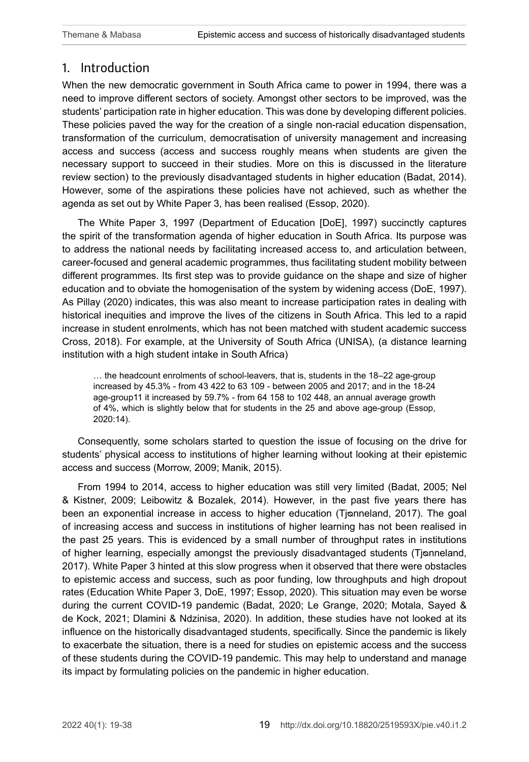## 1. Introduction

When the new democratic government in South Africa came to power in 1994, there was a need to improve different sectors of society. Amongst other sectors to be improved, was the students' participation rate in higher education. This was done by developing different policies. These policies paved the way for the creation of a single non-racial education dispensation, transformation of the curriculum, democratisation of university management and increasing access and success (access and success roughly means when students are given the necessary support to succeed in their studies. More on this is discussed in the literature review section) to the previously disadvantaged students in higher education (Badat, 2014). However, some of the aspirations these policies have not achieved, such as whether the agenda as set out by White Paper 3, has been realised (Essop, 2020).

The White Paper 3, 1997 (Department of Education [DoE], 1997) succinctly captures the spirit of the transformation agenda of higher education in South Africa. Its purpose was to address the national needs by facilitating increased access to, and articulation between, career-focused and general academic programmes, thus facilitating student mobility between different programmes. Its first step was to provide guidance on the shape and size of higher education and to obviate the homogenisation of the system by widening access (DoE, 1997). As Pillay (2020) indicates, this was also meant to increase participation rates in dealing with historical inequities and improve the lives of the citizens in South Africa. This led to a rapid increase in student enrolments, which has not been matched with student academic success Cross, 2018). For example, at the University of South Africa (UNISA), (a distance learning institution with a high student intake in South Africa)

> … the headcount enrolments of school-leavers, that is, students in the 18–22 age-group increased by 45.3% - from 43 422 to 63 109 - between 2005 and 2017; and in the 18-24 age-group11 it increased by 59.7% - from 64 158 to 102 448, an annual average growth of 4%, which is slightly below that for students in the 25 and above age-group (Essop, 2020:14).

Consequently, some scholars started to question the issue of focusing on the drive for students' physical access to institutions of higher learning without looking at their epistemic access and success (Morrow, 2009; Manik, 2015).

From 1994 to 2014, access to higher education was still very limited (Badat, 2005; Nel & Kistner, 2009; Leibowitz & Bozalek, 2014). However, in the past five years there has been an exponential increase in access to higher education (Tjønneland, 2017). The goal of increasing access and success in institutions of higher learning has not been realised in the past 25 years. This is evidenced by a small number of throughput rates in institutions of higher learning, especially amongst the previously disadvantaged students (Tjønneland, 2017). White Paper 3 hinted at this slow progress when it observed that there were obstacles to epistemic access and success, such as poor funding, low throughputs and high dropout rates (Education White Paper 3, DoE, 1997; Essop, 2020). This situation may even be worse during the current COVID-19 pandemic (Badat, 2020; Le Grange, 2020; Motala, Sayed & de Kock, 2021; Dlamini & Ndzinisa, 2020). In addition, these studies have not looked at its influence on the historically disadvantaged students, specifically. Since the pandemic is likely to exacerbate the situation, there is a need for studies on epistemic access and the success of these students during the COVID-19 pandemic. This may help to understand and manage its impact by formulating policies on the pandemic in higher education.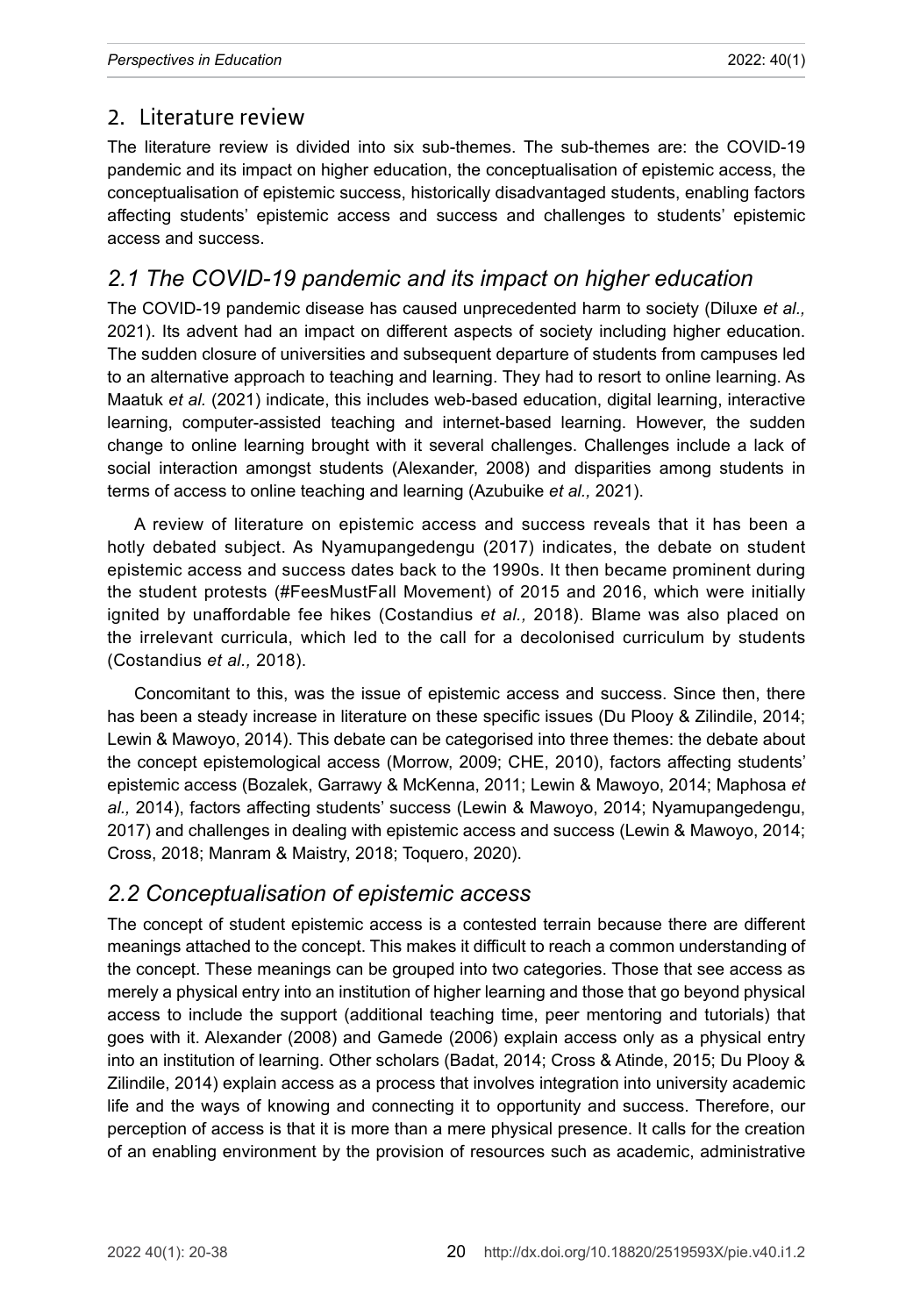## 2. Literature review

The literature review is divided into six sub-themes. The sub-themes are: the COVID-19 pandemic and its impact on higher education, the conceptualisation of epistemic access, the conceptualisation of epistemic success, historically disadvantaged students, enabling factors affecting students' epistemic access and success and challenges to students' epistemic access and success.

### *2.1 The COVID-19 pandemic and its impact on higher education*

The COVID-19 pandemic disease has caused unprecedented harm to society (Diluxe *et al.,* 2021). Its advent had an impact on different aspects of society including higher education. The sudden closure of universities and subsequent departure of students from campuses led to an alternative approach to teaching and learning. They had to resort to online learning. As Maatuk *et al.* (2021) indicate, this includes web-based education, digital learning, interactive learning, computer-assisted teaching and internet-based learning. However, the sudden change to online learning brought with it several challenges. Challenges include a lack of social interaction amongst students (Alexander, 2008) and disparities among students in terms of access to online teaching and learning (Azubuike *et al.,* 2021).

A review of literature on epistemic access and success reveals that it has been a hotly debated subject. As Nyamupangedengu (2017) indicates, the debate on student epistemic access and success dates back to the 1990s. It then became prominent during the student protests (#FeesMustFall Movement) of 2015 and 2016, which were initially ignited by unaffordable fee hikes (Costandius *et al.,* 2018). Blame was also placed on the irrelevant curricula, which led to the call for a decolonised curriculum by students (Costandius *et al.,* 2018).

Concomitant to this, was the issue of epistemic access and success. Since then, there has been a steady increase in literature on these specific issues (Du Plooy & Zilindile, 2014; Lewin & Mawoyo, 2014). This debate can be categorised into three themes: the debate about the concept epistemological access (Morrow, 2009; CHE, 2010), factors affecting students' epistemic access (Bozalek, Garrawy & McKenna, 2011; Lewin & Mawoyo, 2014; Maphosa *et al.,* 2014), factors affecting students' success (Lewin & Mawoyo, 2014; Nyamupangedengu, 2017) and challenges in dealing with epistemic access and success (Lewin & Mawoyo, 2014; Cross, 2018; Manram & Maistry, 2018; Toquero, 2020).

### *2.2 Conceptualisation of epistemic access*

The concept of student epistemic access is a contested terrain because there are different meanings attached to the concept. This makes it difficult to reach a common understanding of the concept. These meanings can be grouped into two categories. Those that see access as merely a physical entry into an institution of higher learning and those that go beyond physical access to include the support (additional teaching time, peer mentoring and tutorials) that goes with it. Alexander (2008) and Gamede (2006) explain access only as a physical entry into an institution of learning. Other scholars (Badat, 2014; Cross & Atinde, 2015; Du Plooy & Zilindile, 2014) explain access as a process that involves integration into university academic life and the ways of knowing and connecting it to opportunity and success. Therefore, our perception of access is that it is more than a mere physical presence. It calls for the creation of an enabling environment by the provision of resources such as academic, administrative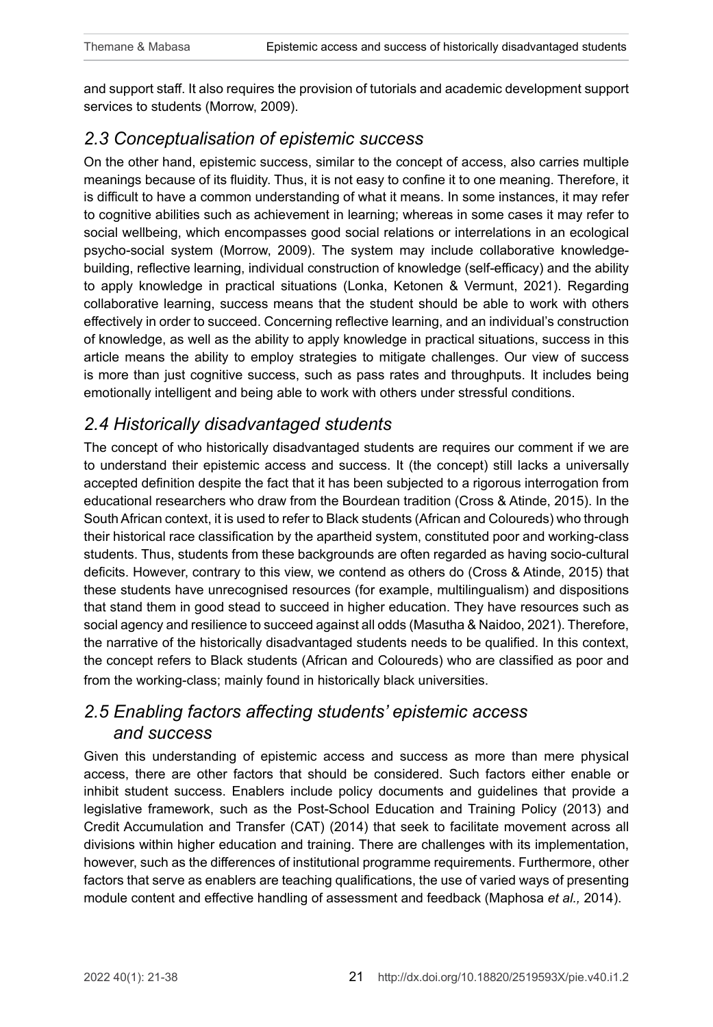and support staff. It also requires the provision of tutorials and academic development support services to students (Morrow, 2009).

## *2.3 Conceptualisation of epistemic success*

On the other hand, epistemic success, similar to the concept of access, also carries multiple meanings because of its fluidity. Thus, it is not easy to confine it to one meaning. Therefore, it is difficult to have a common understanding of what it means. In some instances, it may refer to cognitive abilities such as achievement in learning; whereas in some cases it may refer to social wellbeing, which encompasses good social relations or interrelations in an ecological psycho-social system (Morrow, 2009). The system may include collaborative knowledge-building, reflective learning, individual construction of knowledge (self-efficacy) and the ability to apply knowledge in practical situations (Lonka, Ketonen & Vermunt, 2021). Regarding collaborative learning, success means that the student should be able to work with others effectively in order to succeed. Concerning reflective learning, and an individual's construction of knowledge, as well as the ability to apply knowledge in practical situations, success in this article means the ability to employ strategies to mitigate challenges. Our view of success is more than just cognitive success, such as pass rates and throughputs. It includes being emotionally intelligent and being able to work with others under stressful conditions.

## *2.4 Historically disadvantaged students*

The concept of who historically disadvantaged students are requires our comment if we are to understand their epistemic access and success. It (the concept) still lacks a universally accepted definition despite the fact that it has been subjected to a rigorous interrogation from educational researchers who draw from the Bourdean tradition (Cross & Atinde, 2015). In the South African context, it is used to refer to Black students (African and Coloureds) who through their historical race classification by the apartheid system, constituted poor and working-class students. Thus, students from these backgrounds are often regarded as having socio-cultural deficits. However, contrary to this view, we contend as others do (Cross & Atinde, 2015) that these students have unrecognised resources (for example, multilingualism) and dispositions that stand them in good stead to succeed in higher education. They have resources such as social agency and resilience to succeed against all odds (Masutha & Naidoo, 2021). Therefore, the narrative of the historically disadvantaged students needs to be qualified. In this context, the concept refers to Black students (African and Coloureds) who are classified as poor and from the working-class; mainly found in historically black universities.

## *2.5 Enabling factors affecting students' epistemic access and success*

Given this understanding of epistemic access and success as more than mere physical access, there are other factors that should be considered. Such factors either enable or inhibit student success. Enablers include policy documents and guidelines that provide a legislative framework, such as the Post-School Education and Training Policy (2013) and Credit Accumulation and Transfer (CAT) (2014) that seek to facilitate movement across all divisions within higher education and training. There are challenges with its implementation, however, such as the differences of institutional programme requirements. Furthermore, other factors that serve as enablers are teaching qualifications, the use of varied ways of presenting module content and effective handling of assessment and feedback (Maphosa *et al.,* 2014).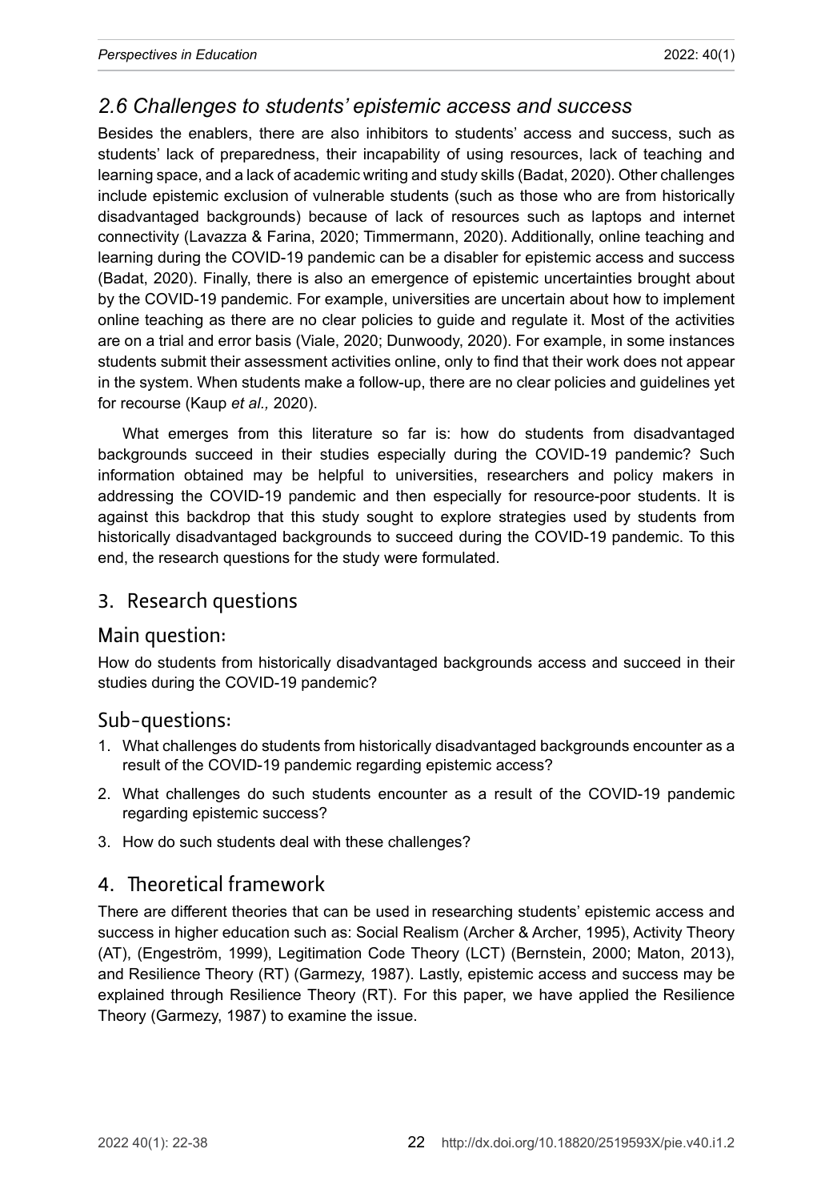### *2.6 Challenges to students' epistemic access and success*

Besides the enablers, there are also inhibitors to students' access and success, such as students' lack of preparedness, their incapability of using resources, lack of teaching and learning space, and a lack of academic writing and study skills (Badat, 2020). Other challenges include epistemic exclusion of vulnerable students (such as those who are from historically disadvantaged backgrounds) because of lack of resources such as laptops and internet connectivity (Lavazza & Farina, 2020; Timmermann, 2020). Additionally, online teaching and learning during the COVID-19 pandemic can be a disabler for epistemic access and success (Badat, 2020). Finally, there is also an emergence of epistemic uncertainties brought about by the COVID-19 pandemic. For example, universities are uncertain about how to implement online teaching as there are no clear policies to guide and regulate it. Most of the activities are on a trial and error basis (Viale, 2020; Dunwoody, 2020). For example, in some instances students submit their assessment activities online, only to find that their work does not appear in the system. When students make a follow-up, there are no clear policies and guidelines yet for recourse (Kaup *et al.,* 2020).

What emerges from this literature so far is: how do students from disadvantaged backgrounds succeed in their studies especially during the COVID-19 pandemic? Such information obtained may be helpful to universities, researchers and policy makers in addressing the COVID-19 pandemic and then especially for resource-poor students. It is against this backdrop that this study sought to explore strategies used by students from historically disadvantaged backgrounds to succeed during the COVID-19 pandemic. To this end, the research questions for the study were formulated.

## 3. Research questions

### Main question:

How do students from historically disadvantaged backgrounds access and succeed in their studies during the COVID-19 pandemic?

### Sub-questions:

1. What challenges do students from historically disadvantaged backgrounds encounter as a result of the COVID-19 pandemic regarding epistemic access?
2. What challenges do such students encounter as a result of the COVID-19 pandemic regarding epistemic success?
3. How do such students deal with these challenges?

## 4. Theoretical framework

There are different theories that can be used in researching students' epistemic access and success in higher education such as: Social Realism (Archer & Archer, 1995), Activity Theory (AT), (Engeström, 1999), Legitimation Code Theory (LCT) (Bernstein, 2000; Maton, 2013), and Resilience Theory (RT) (Garmezy, 1987). Lastly, epistemic access and success may be explained through Resilience Theory (RT). For this paper, we have applied the Resilience Theory (Garmezy, 1987) to examine the issue.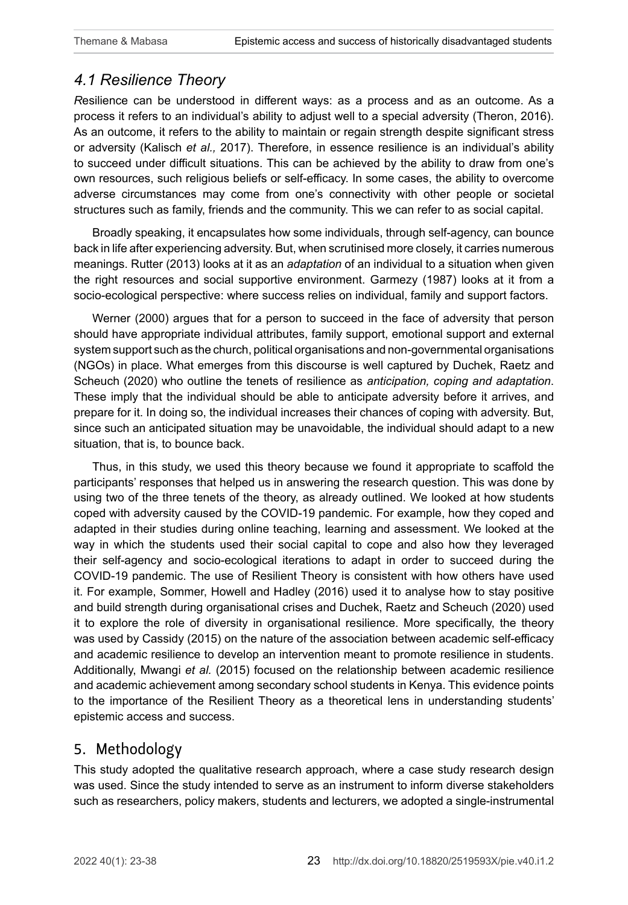### 4.1 Resilience Theory

*R*esilience can be understood in different ways: as a process and as an outcome. As a process it refers to an individual's ability to adjust well to a special adversity (Theron, 2016). As an outcome, it refers to the ability to maintain or regain strength despite significant stress or adversity (Kalisch *et al.,* 2017). Therefore, in essence resilience is an individual's ability to succeed under difficult situations. This can be achieved by the ability to draw from one's own resources, such religious beliefs or self-efficacy. In some cases, the ability to overcome adverse circumstances may come from one's connectivity with other people or societal structures such as family, friends and the community. This we can refer to as social capital.

Broadly speaking, it encapsulates how some individuals, through self-agency, can bounce back in life after experiencing adversity. But, when scrutinised more closely, it carries numerous meanings. Rutter (2013) looks at it as an *adaptation* of an individual to a situation when given the right resources and social supportive environment. Garmezy (1987) looks at it from a socio-ecological perspective: where success relies on individual, family and support factors.

Werner (2000) argues that for a person to succeed in the face of adversity that person should have appropriate individual attributes, family support, emotional support and external system support such as the church, political organisations and non-governmental organisations (NGOs) in place. What emerges from this discourse is well captured by Duchek, Raetz and Scheuch (2020) who outline the tenets of resilience as *anticipation, coping and adaptation*. These imply that the individual should be able to anticipate adversity before it arrives, and prepare for it. In doing so, the individual increases their chances of coping with adversity. But, since such an anticipated situation may be unavoidable, the individual should adapt to a new situation, that is, to bounce back.

Thus, in this study, we used this theory because we found it appropriate to scaffold the participants' responses that helped us in answering the research question. This was done by using two of the three tenets of the theory, as already outlined. We looked at how students coped with adversity caused by the COVID-19 pandemic. For example, how they coped and adapted in their studies during online teaching, learning and assessment. We looked at the way in which the students used their social capital to cope and also how they leveraged their self-agency and socio-ecological iterations to adapt in order to succeed during the COVID-19 pandemic. The use of Resilient Theory is consistent with how others have used it. For example, Sommer, Howell and Hadley (2016) used it to analyse how to stay positive and build strength during organisational crises and Duchek, Raetz and Scheuch (2020) used it to explore the role of diversity in organisational resilience. More specifically, the theory was used by Cassidy (2015) on the nature of the association between academic self-efficacy and academic resilience to develop an intervention meant to promote resilience in students. Additionally, Mwangi *et al.* (2015) focused on the relationship between academic resilience and academic achievement among secondary school students in Kenya. This evidence points to the importance of the Resilient Theory as a theoretical lens in understanding students' epistemic access and success.

## 5. Methodology

This study adopted the qualitative research approach, where a case study research design was used. Since the study intended to serve as an instrument to inform diverse stakeholders such as researchers, policy makers, students and lecturers, we adopted a single-instrumental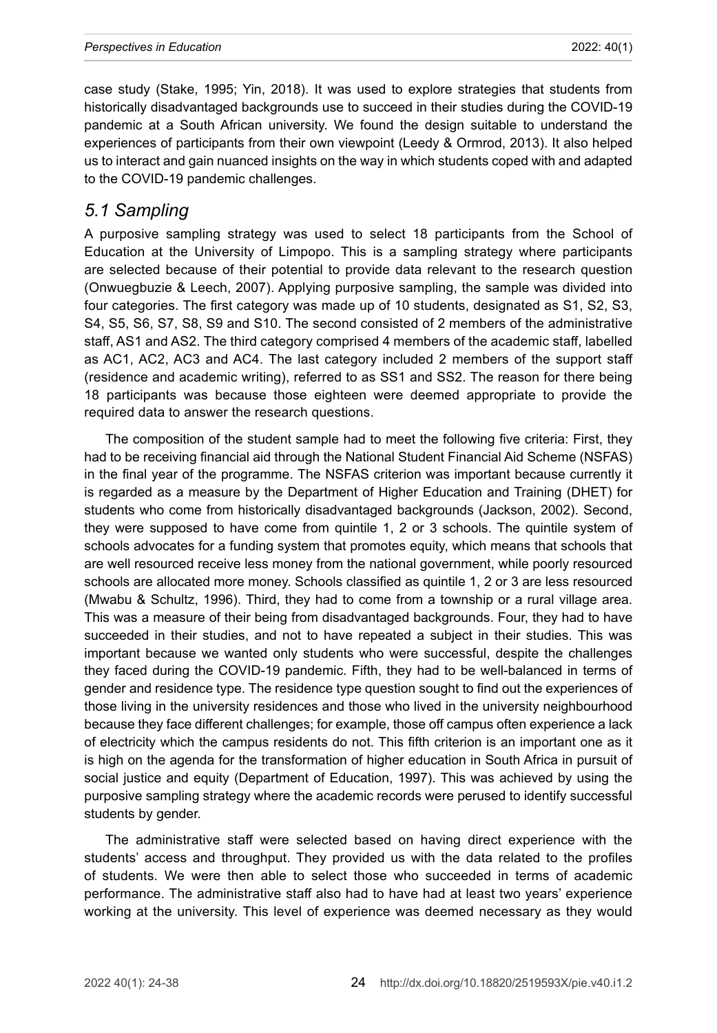case study (Stake, 1995; Yin, 2018). It was used to explore strategies that students from historically disadvantaged backgrounds use to succeed in their studies during the COVID-19 pandemic at a South African university. We found the design suitable to understand the experiences of participants from their own viewpoint (Leedy & Ormrod, 2013). It also helped us to interact and gain nuanced insights on the way in which students coped with and adapted to the COVID-19 pandemic challenges.

## *5.1 Sampling*

A purposive sampling strategy was used to select 18 participants from the School of Education at the University of Limpopo. This is a sampling strategy where participants are selected because of their potential to provide data relevant to the research question (Onwuegbuzie & Leech, 2007). Applying purposive sampling, the sample was divided into four categories. The first category was made up of 10 students, designated as S1, S2, S3, S4, S5, S6, S7, S8, S9 and S10. The second consisted of 2 members of the administrative staff, AS1 and AS2. The third category comprised 4 members of the academic staff, labelled as AC1, AC2, AC3 and AC4. The last category included 2 members of the support staff (residence and academic writing), referred to as SS1 and SS2. The reason for there being 18 participants was because those eighteen were deemed appropriate to provide the required data to answer the research questions.

The composition of the student sample had to meet the following five criteria: First, they had to be receiving financial aid through the National Student Financial Aid Scheme (NSFAS) in the final year of the programme. The NSFAS criterion was important because currently it is regarded as a measure by the Department of Higher Education and Training (DHET) for students who come from historically disadvantaged backgrounds (Jackson, 2002). Second, they were supposed to have come from quintile 1, 2 or 3 schools. The quintile system of schools advocates for a funding system that promotes equity, which means that schools that are well resourced receive less money from the national government, while poorly resourced schools are allocated more money. Schools classified as quintile 1, 2 or 3 are less resourced (Mwabu & Schultz, 1996). Third, they had to come from a township or a rural village area. This was a measure of their being from disadvantaged backgrounds. Four, they had to have succeeded in their studies, and not to have repeated a subject in their studies. This was important because we wanted only students who were successful, despite the challenges they faced during the COVID-19 pandemic. Fifth, they had to be well-balanced in terms of gender and residence type. The residence type question sought to find out the experiences of those living in the university residences and those who lived in the university neighbourhood because they face different challenges; for example, those off campus often experience a lack of electricity which the campus residents do not. This fifth criterion is an important one as it is high on the agenda for the transformation of higher education in South Africa in pursuit of social justice and equity (Department of Education, 1997). This was achieved by using the purposive sampling strategy where the academic records were perused to identify successful students by gender.

The administrative staff were selected based on having direct experience with the students' access and throughput. They provided us with the data related to the profiles of students. We were then able to select those who succeeded in terms of academic performance. The administrative staff also had to have had at least two years' experience working at the university. This level of experience was deemed necessary as they would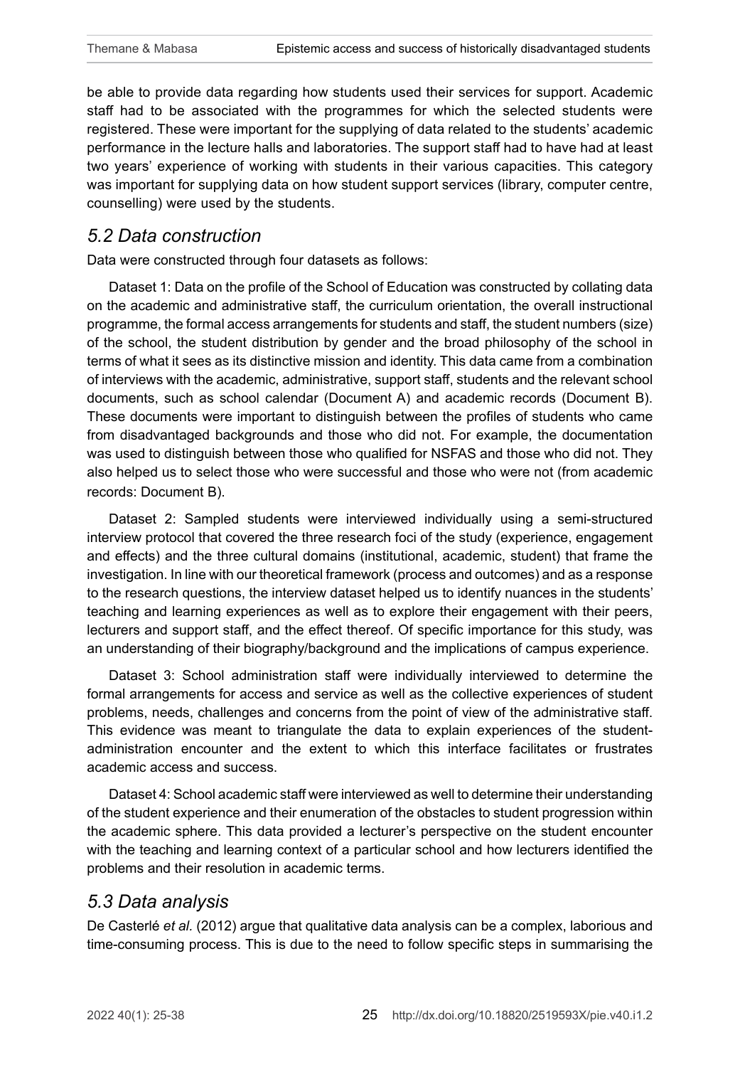be able to provide data regarding how students used their services for support. Academic staff had to be associated with the programmes for which the selected students were registered. These were important for the supplying of data related to the students' academic performance in the lecture halls and laboratories. The support staff had to have had at least two years' experience of working with students in their various capacities. This category was important for supplying data on how student support services (library, computer centre, counselling) were used by the students.

## *5.2 Data construction*

Data were constructed through four datasets as follows:

Dataset 1: Data on the profile of the School of Education was constructed by collating data on the academic and administrative staff, the curriculum orientation, the overall instructional programme, the formal access arrangements for students and staff, the student numbers (size) of the school, the student distribution by gender and the broad philosophy of the school in terms of what it sees as its distinctive mission and identity. This data came from a combination of interviews with the academic, administrative, support staff, students and the relevant school documents, such as school calendar (Document A) and academic records (Document B). These documents were important to distinguish between the profiles of students who came from disadvantaged backgrounds and those who did not. For example, the documentation was used to distinguish between those who qualified for NSFAS and those who did not. They also helped us to select those who were successful and those who were not (from academic records: Document B).

Dataset 2: Sampled students were interviewed individually using a semi-structured interview protocol that covered the three research foci of the study (experience, engagement and effects) and the three cultural domains (institutional, academic, student) that frame the investigation. In line with our theoretical framework (process and outcomes) and as a response to the research questions, the interview dataset helped us to identify nuances in the students' teaching and learning experiences as well as to explore their engagement with their peers, lecturers and support staff, and the effect thereof. Of specific importance for this study, was an understanding of their biography/background and the implications of campus experience.

Dataset 3: School administration staff were individually interviewed to determine the formal arrangements for access and service as well as the collective experiences of student problems, needs, challenges and concerns from the point of view of the administrative staff. This evidence was meant to triangulate the data to explain experiences of the student-administration encounter and the extent to which this interface facilitates or frustrates academic access and success.

Dataset 4: School academic staff were interviewed as well to determine their understanding of the student experience and their enumeration of the obstacles to student progression within the academic sphere. This data provided a lecturer's perspective on the student encounter with the teaching and learning context of a particular school and how lecturers identified the problems and their resolution in academic terms.

## *5.3 Data analysis*

De Casterlé *et al.* (2012) argue that qualitative data analysis can be a complex, laborious and time-consuming process. This is due to the need to follow specific steps in summarising the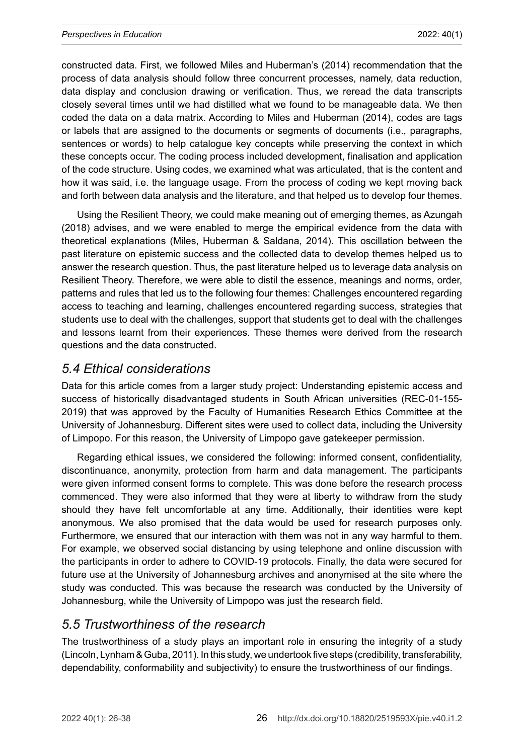constructed data. First, we followed Miles and Huberman's (2014) recommendation that the process of data analysis should follow three concurrent processes, namely, data reduction, data display and conclusion drawing or verification. Thus, we reread the data transcripts closely several times until we had distilled what we found to be manageable data. We then coded the data on a data matrix. According to Miles and Huberman (2014), codes are tags or labels that are assigned to the documents or segments of documents (i.e., paragraphs, sentences or words) to help catalogue key concepts while preserving the context in which these concepts occur. The coding process included development, finalisation and application of the code structure. Using codes, we examined what was articulated, that is the content and how it was said, i.e. the language usage. From the process of coding we kept moving back and forth between data analysis and the literature, and that helped us to develop four themes.

Using the Resilient Theory, we could make meaning out of emerging themes, as Azungah (2018) advises, and we were enabled to merge the empirical evidence from the data with theoretical explanations (Miles, Huberman & Saldana, 2014). This oscillation between the past literature on epistemic success and the collected data to develop themes helped us to answer the research question. Thus, the past literature helped us to leverage data analysis on Resilient Theory. Therefore, we were able to distil the essence, meanings and norms, order, patterns and rules that led us to the following four themes: Challenges encountered regarding access to teaching and learning, challenges encountered regarding success, strategies that students use to deal with the challenges, support that students get to deal with the challenges and lessons learnt from their experiences. These themes were derived from the research questions and the data constructed.

## *5.4 Ethical considerations*

Data for this article comes from a larger study project: Understanding epistemic access and success of historically disadvantaged students in South African universities (REC-01-155-2019) that was approved by the Faculty of Humanities Research Ethics Committee at the University of Johannesburg. Different sites were used to collect data, including the University of Limpopo. For this reason, the University of Limpopo gave gatekeeper permission.

Regarding ethical issues, we considered the following: informed consent, confidentiality, discontinuance, anonymity, protection from harm and data management. The participants were given informed consent forms to complete. This was done before the research process commenced. They were also informed that they were at liberty to withdraw from the study should they have felt uncomfortable at any time. Additionally, their identities were kept anonymous. We also promised that the data would be used for research purposes only. Furthermore, we ensured that our interaction with them was not in any way harmful to them. For example, we observed social distancing by using telephone and online discussion with the participants in order to adhere to COVID-19 protocols. Finally, the data were secured for future use at the University of Johannesburg archives and anonymised at the site where the study was conducted. This was because the research was conducted by the University of Johannesburg, while the University of Limpopo was just the research field.

## *5.5 Trustworthiness of the research*

The trustworthiness of a study plays an important role in ensuring the integrity of a study (Lincoln, Lynham & Guba, 2011). In this study, we undertook five steps (credibility, transferability, dependability, conformability and subjectivity) to ensure the trustworthiness of our findings.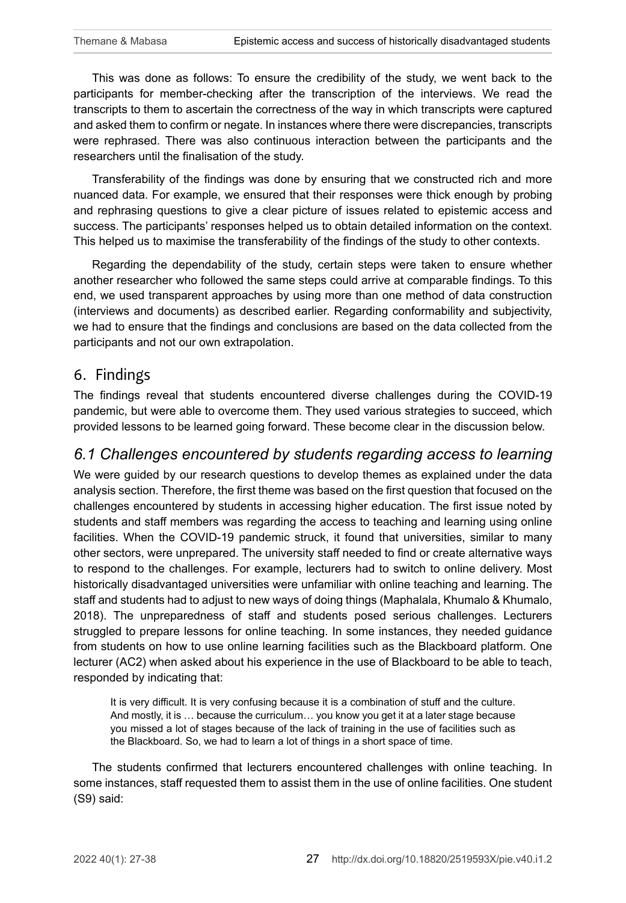This was done as follows: To ensure the credibility of the study, we went back to the participants for member-checking after the transcription of the interviews. We read the transcripts to them to ascertain the correctness of the way in which transcripts were captured and asked them to confirm or negate. In instances where there were discrepancies, transcripts were rephrased. There was also continuous interaction between the participants and the researchers until the finalisation of the study.

Transferability of the findings was done by ensuring that we constructed rich and more nuanced data. For example, we ensured that their responses were thick enough by probing and rephrasing questions to give a clear picture of issues related to epistemic access and success. The participants' responses helped us to obtain detailed information on the context. This helped us to maximise the transferability of the findings of the study to other contexts.

Regarding the dependability of the study, certain steps were taken to ensure whether another researcher who followed the same steps could arrive at comparable findings. To this end, we used transparent approaches by using more than one method of data construction (interviews and documents) as described earlier. Regarding conformability and subjectivity, we had to ensure that the findings and conclusions are based on the data collected from the participants and not our own extrapolation.

## 6. Findings

The findings reveal that students encountered diverse challenges during the COVID-19 pandemic, but were able to overcome them. They used various strategies to succeed, which provided lessons to be learned going forward. These become clear in the discussion below.

### *6.1 Challenges encountered by students regarding access to learning*

We were guided by our research questions to develop themes as explained under the data analysis section. Therefore, the first theme was based on the first question that focused on the challenges encountered by students in accessing higher education. The first issue noted by students and staff members was regarding the access to teaching and learning using online facilities. When the COVID-19 pandemic struck, it found that universities, similar to many other sectors, were unprepared. The university staff needed to find or create alternative ways to respond to the challenges. For example, lecturers had to switch to online delivery. Most historically disadvantaged universities were unfamiliar with online teaching and learning. The staff and students had to adjust to new ways of doing things (Maphalala, Khumalo & Khumalo, 2018). The unpreparedness of staff and students posed serious challenges. Lecturers struggled to prepare lessons for online teaching. In some instances, they needed guidance from students on how to use online learning facilities such as the Blackboard platform. One lecturer (AC2) when asked about his experience in the use of Blackboard to be able to teach, responded by indicating that:

> It is very difficult. It is very confusing because it is a combination of stuff and the culture. And mostly, it is … because the curriculum… you know you get it at a later stage because you missed a lot of stages because of the lack of training in the use of facilities such as the Blackboard. So, we had to learn a lot of things in a short space of time.

The students confirmed that lecturers encountered challenges with online teaching. In some instances, staff requested them to assist them in the use of online facilities. One student (S9) said: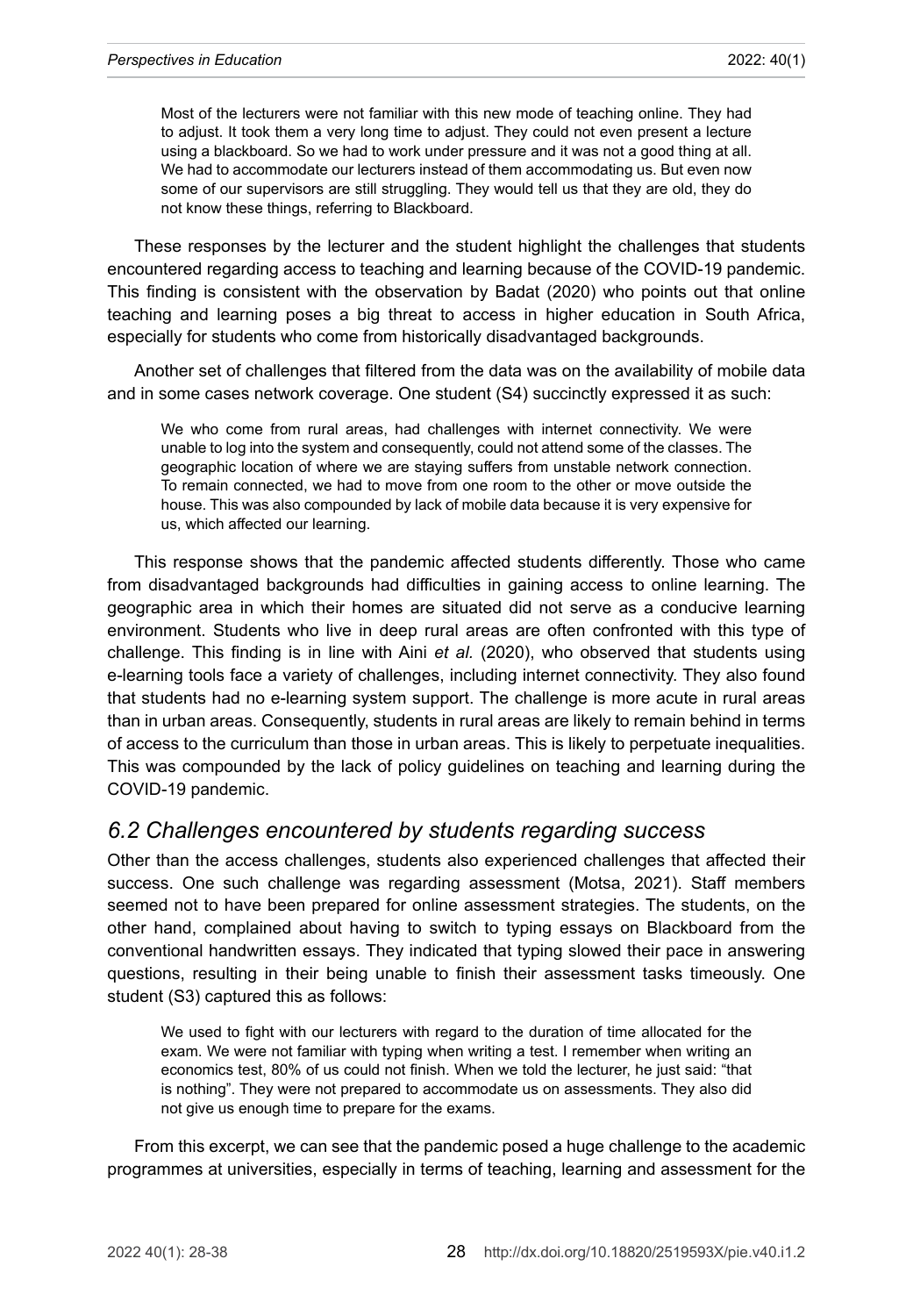> Most of the lecturers were not familiar with this new mode of teaching online. They had to adjust. It took them a very long time to adjust. They could not even present a lecture using a blackboard. So we had to work under pressure and it was not a good thing at all. We had to accommodate our lecturers instead of them accommodating us. But even now some of our supervisors are still struggling. They would tell us that they are old, they do not know these things, referring to Blackboard.

These responses by the lecturer and the student highlight the challenges that students encountered regarding access to teaching and learning because of the COVID-19 pandemic. This finding is consistent with the observation by Badat (2020) who points out that online teaching and learning poses a big threat to access in higher education in South Africa, especially for students who come from historically disadvantaged backgrounds.

Another set of challenges that filtered from the data was on the availability of mobile data and in some cases network coverage. One student (S4) succinctly expressed it as such:

> We who come from rural areas, had challenges with internet connectivity. We were unable to log into the system and consequently, could not attend some of the classes. The geographic location of where we are staying suffers from unstable network connection. To remain connected, we had to move from one room to the other or move outside the house. This was also compounded by lack of mobile data because it is very expensive for us, which affected our learning.

This response shows that the pandemic affected students differently. Those who came from disadvantaged backgrounds had difficulties in gaining access to online learning. The geographic area in which their homes are situated did not serve as a conducive learning environment. Students who live in deep rural areas are often confronted with this type of challenge. This finding is in line with Aini *et al.* (2020), who observed that students using e-learning tools face a variety of challenges, including internet connectivity. They also found that students had no e-learning system support. The challenge is more acute in rural areas than in urban areas. Consequently, students in rural areas are likely to remain behind in terms of access to the curriculum than those in urban areas. This is likely to perpetuate inequalities. This was compounded by the lack of policy guidelines on teaching and learning during the COVID-19 pandemic.

## *6.2 Challenges encountered by students regarding success*

Other than the access challenges, students also experienced challenges that affected their success. One such challenge was regarding assessment (Motsa, 2021). Staff members seemed not to have been prepared for online assessment strategies. The students, on the other hand, complained about having to switch to typing essays on Blackboard from the conventional handwritten essays. They indicated that typing slowed their pace in answering questions, resulting in their being unable to finish their assessment tasks timeously. One student (S3) captured this as follows:

> We used to fight with our lecturers with regard to the duration of time allocated for the exam. We were not familiar with typing when writing a test. I remember when writing an economics test, 80% of us could not finish. When we told the lecturer, he just said: "that is nothing". They were not prepared to accommodate us on assessments. They also did not give us enough time to prepare for the exams.

From this excerpt, we can see that the pandemic posed a huge challenge to the academic programmes at universities, especially in terms of teaching, learning and assessment for the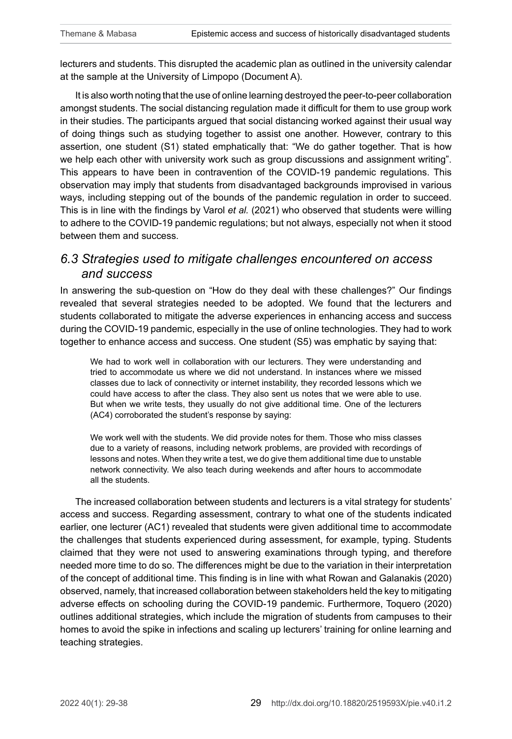lecturers and students. This disrupted the academic plan as outlined in the university calendar at the sample at the University of Limpopo (Document A).

It is also worth noting that the use of online learning destroyed the peer-to-peer collaboration amongst students. The social distancing regulation made it difficult for them to use group work in their studies. The participants argued that social distancing worked against their usual way of doing things such as studying together to assist one another. However, contrary to this assertion, one student (S1) stated emphatically that: "We do gather together. That is how we help each other with university work such as group discussions and assignment writing". This appears to have been in contravention of the COVID-19 pandemic regulations. This observation may imply that students from disadvantaged backgrounds improvised in various ways, including stepping out of the bounds of the pandemic regulation in order to succeed. This is in line with the findings by Varol *et al.* (2021) who observed that students were willing to adhere to the COVID-19 pandemic regulations; but not always, especially not when it stood between them and success.

### *6.3 Strategies used to mitigate challenges encountered on access and success*

In answering the sub-question on "How do they deal with these challenges?" Our findings revealed that several strategies needed to be adopted. We found that the lecturers and students collaborated to mitigate the adverse experiences in enhancing access and success during the COVID-19 pandemic, especially in the use of online technologies. They had to work together to enhance access and success. One student (S5) was emphatic by saying that:

> We had to work well in collaboration with our lecturers. They were understanding and tried to accommodate us where we did not understand. In instances where we missed classes due to lack of connectivity or internet instability, they recorded lessons which we could have access to after the class. They also sent us notes that we were able to use. But when we write tests, they usually do not give additional time. One of the lecturers (AC4) corroborated the student's response by saying:
>
> We work well with the students. We did provide notes for them. Those who miss classes due to a variety of reasons, including network problems, are provided with recordings of lessons and notes. When they write a test, we do give them additional time due to unstable network connectivity. We also teach during weekends and after hours to accommodate all the students.

The increased collaboration between students and lecturers is a vital strategy for students' access and success. Regarding assessment, contrary to what one of the students indicated earlier, one lecturer (AC1) revealed that students were given additional time to accommodate the challenges that students experienced during assessment, for example, typing. Students claimed that they were not used to answering examinations through typing, and therefore needed more time to do so. The differences might be due to the variation in their interpretation of the concept of additional time. This finding is in line with what Rowan and Galanakis (2020) observed, namely, that increased collaboration between stakeholders held the key to mitigating adverse effects on schooling during the COVID-19 pandemic. Furthermore, Toquero (2020) outlines additional strategies, which include the migration of students from campuses to their homes to avoid the spike in infections and scaling up lecturers' training for online learning and teaching strategies.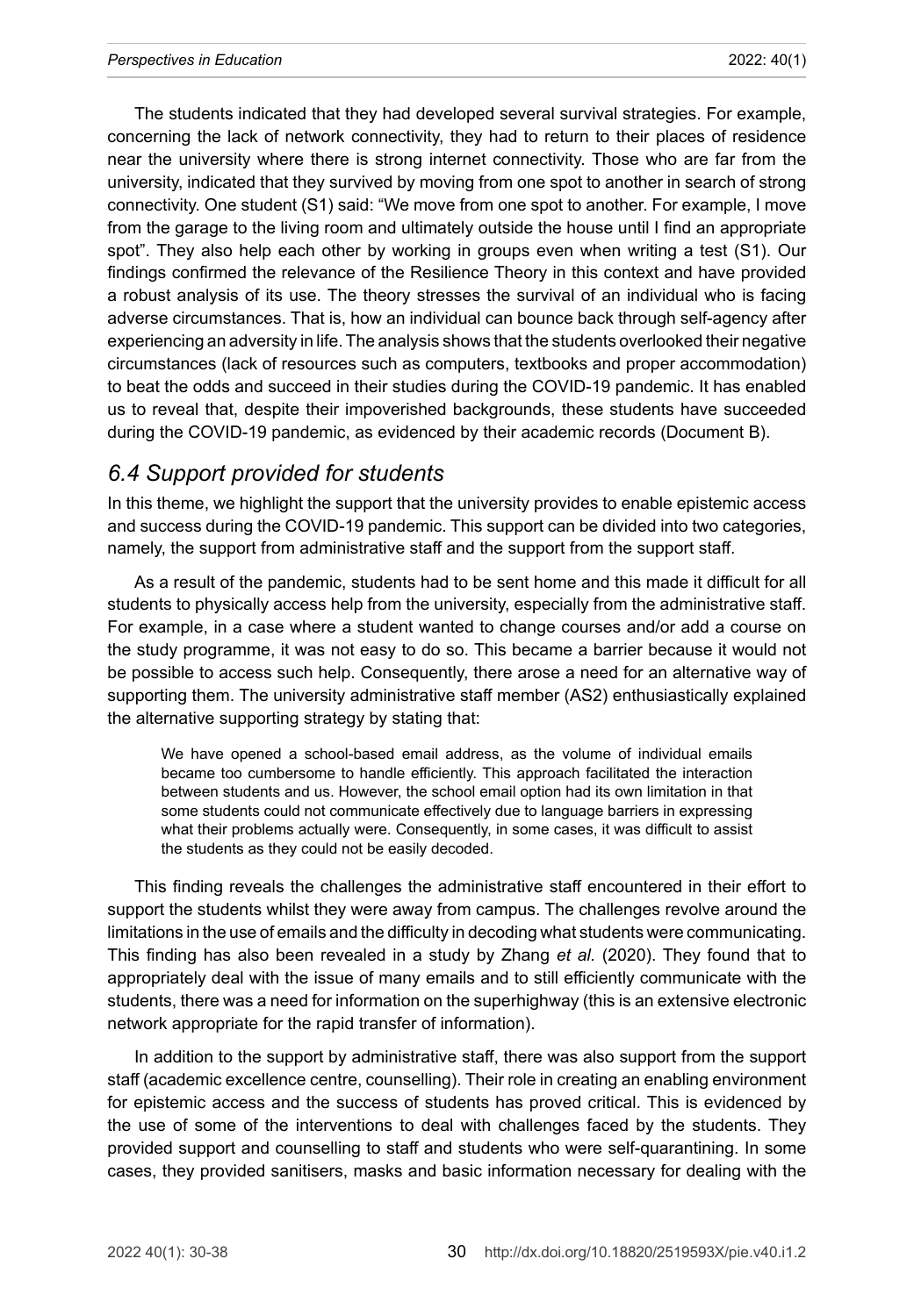The students indicated that they had developed several survival strategies. For example, concerning the lack of network connectivity, they had to return to their places of residence near the university where there is strong internet connectivity. Those who are far from the university, indicated that they survived by moving from one spot to another in search of strong connectivity. One student (S1) said: "We move from one spot to another. For example, I move from the garage to the living room and ultimately outside the house until I find an appropriate spot". They also help each other by working in groups even when writing a test (S1). Our findings confirmed the relevance of the Resilience Theory in this context and have provided a robust analysis of its use. The theory stresses the survival of an individual who is facing adverse circumstances. That is, how an individual can bounce back through self-agency after experiencing an adversity in life. The analysis shows that the students overlooked their negative circumstances (lack of resources such as computers, textbooks and proper accommodation) to beat the odds and succeed in their studies during the COVID-19 pandemic. It has enabled us to reveal that, despite their impoverished backgrounds, these students have succeeded during the COVID-19 pandemic, as evidenced by their academic records (Document B).

### *6.4 Support provided for students*

In this theme, we highlight the support that the university provides to enable epistemic access and success during the COVID-19 pandemic. This support can be divided into two categories, namely, the support from administrative staff and the support from the support staff.

As a result of the pandemic, students had to be sent home and this made it difficult for all students to physically access help from the university, especially from the administrative staff. For example, in a case where a student wanted to change courses and/or add a course on the study programme, it was not easy to do so. This became a barrier because it would not be possible to access such help. Consequently, there arose a need for an alternative way of supporting them. The university administrative staff member (AS2) enthusiastically explained the alternative supporting strategy by stating that:

> We have opened a school-based email address, as the volume of individual emails became too cumbersome to handle efficiently. This approach facilitated the interaction between students and us. However, the school email option had its own limitation in that some students could not communicate effectively due to language barriers in expressing what their problems actually were. Consequently, in some cases, it was difficult to assist the students as they could not be easily decoded.

This finding reveals the challenges the administrative staff encountered in their effort to support the students whilst they were away from campus. The challenges revolve around the limitations in the use of emails and the difficulty in decoding what students were communicating. This finding has also been revealed in a study by Zhang *et al.* (2020). They found that to appropriately deal with the issue of many emails and to still efficiently communicate with the students, there was a need for information on the superhighway (this is an extensive electronic network appropriate for the rapid transfer of information).

In addition to the support by administrative staff, there was also support from the support staff (academic excellence centre, counselling). Their role in creating an enabling environment for epistemic access and the success of students has proved critical. This is evidenced by the use of some of the interventions to deal with challenges faced by the students. They provided support and counselling to staff and students who were self-quarantining. In some cases, they provided sanitisers, masks and basic information necessary for dealing with the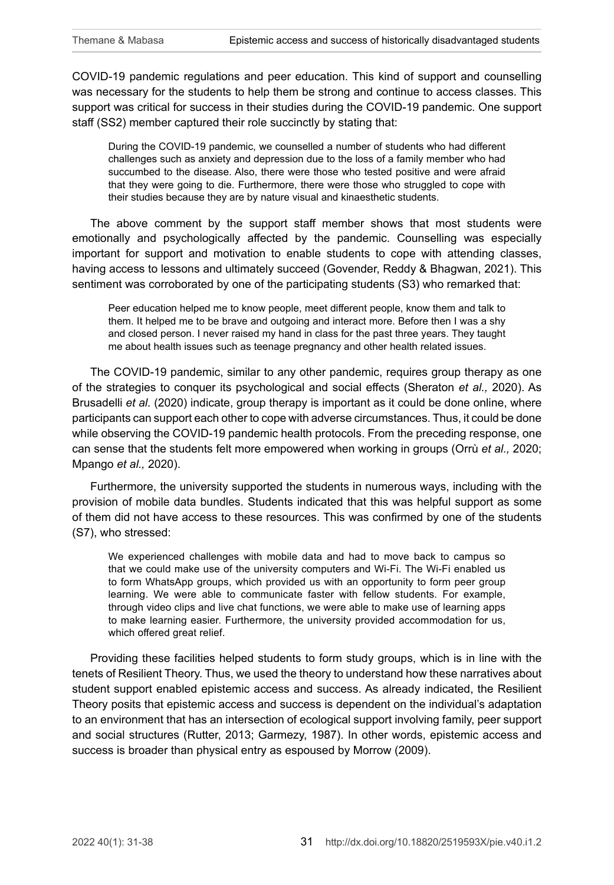COVID-19 pandemic regulations and peer education. This kind of support and counselling was necessary for the students to help them be strong and continue to access classes. This support was critical for success in their studies during the COVID-19 pandemic. One support staff (SS2) member captured their role succinctly by stating that:

> During the COVID-19 pandemic, we counselled a number of students who had different challenges such as anxiety and depression due to the loss of a family member who had succumbed to the disease. Also, there were those who tested positive and were afraid that they were going to die. Furthermore, there were those who struggled to cope with their studies because they are by nature visual and kinaesthetic students.

The above comment by the support staff member shows that most students were emotionally and psychologically affected by the pandemic. Counselling was especially important for support and motivation to enable students to cope with attending classes, having access to lessons and ultimately succeed (Govender, Reddy & Bhagwan, 2021). This sentiment was corroborated by one of the participating students (S3) who remarked that:

> Peer education helped me to know people, meet different people, know them and talk to them. It helped me to be brave and outgoing and interact more. Before then I was a shy and closed person. I never raised my hand in class for the past three years. They taught me about health issues such as teenage pregnancy and other health related issues.

The COVID-19 pandemic, similar to any other pandemic, requires group therapy as one of the strategies to conquer its psychological and social effects (Sheraton *et al.,* 2020). As Brusadelli *et al.* (2020) indicate, group therapy is important as it could be done online, where participants can support each other to cope with adverse circumstances. Thus, it could be done while observing the COVID-19 pandemic health protocols. From the preceding response, one can sense that the students felt more empowered when working in groups (Orrù *et al.,* 2020; Mpango *et al.,* 2020).

Furthermore, the university supported the students in numerous ways, including with the provision of mobile data bundles. Students indicated that this was helpful support as some of them did not have access to these resources. This was confirmed by one of the students (S7), who stressed:

> We experienced challenges with mobile data and had to move back to campus so that we could make use of the university computers and Wi-Fi. The Wi-Fi enabled us to form WhatsApp groups, which provided us with an opportunity to form peer group learning. We were able to communicate faster with fellow students. For example, through video clips and live chat functions, we were able to make use of learning apps to make learning easier. Furthermore, the university provided accommodation for us, which offered great relief.

Providing these facilities helped students to form study groups, which is in line with the tenets of Resilient Theory. Thus, we used the theory to understand how these narratives about student support enabled epistemic access and success. As already indicated, the Resilient Theory posits that epistemic access and success is dependent on the individual's adaptation to an environment that has an intersection of ecological support involving family, peer support and social structures (Rutter, 2013; Garmezy, 1987). In other words, epistemic access and success is broader than physical entry as espoused by Morrow (2009).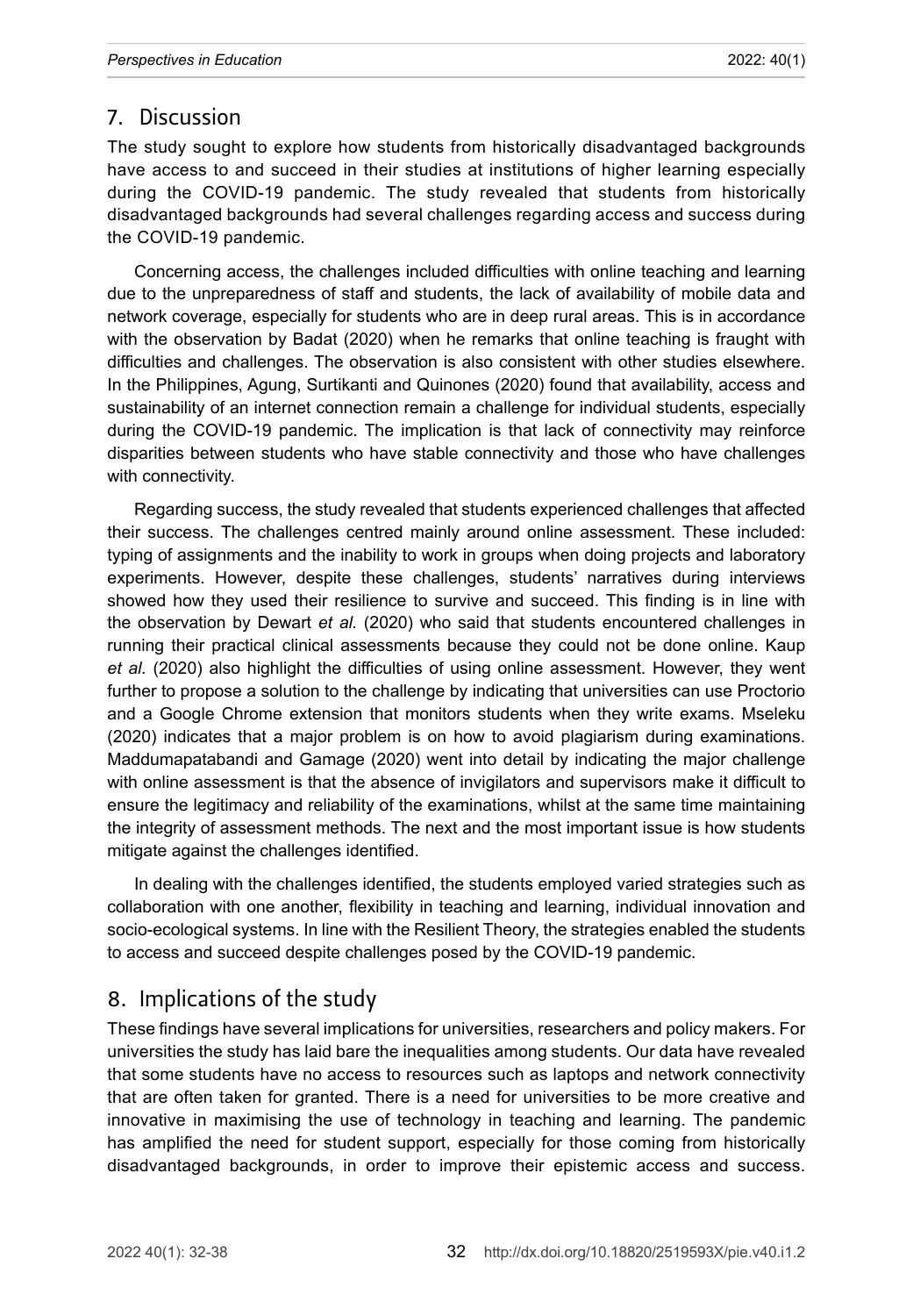## 7. Discussion

The study sought to explore how students from historically disadvantaged backgrounds have access to and succeed in their studies at institutions of higher learning especially during the COVID-19 pandemic. The study revealed that students from historically disadvantaged backgrounds had several challenges regarding access and success during the COVID-19 pandemic.

Concerning access, the challenges included difficulties with online teaching and learning due to the unpreparedness of staff and students, the lack of availability of mobile data and network coverage, especially for students who are in deep rural areas. This is in accordance with the observation by Badat (2020) when he remarks that online teaching is fraught with difficulties and challenges. The observation is also consistent with other studies elsewhere. In the Philippines, Agung, Surtikanti and Quinones (2020) found that availability, access and sustainability of an internet connection remain a challenge for individual students, especially during the COVID-19 pandemic. The implication is that lack of connectivity may reinforce disparities between students who have stable connectivity and those who have challenges with connectivity.

Regarding success, the study revealed that students experienced challenges that affected their success. The challenges centred mainly around online assessment. These included: typing of assignments and the inability to work in groups when doing projects and laboratory experiments. However, despite these challenges, students' narratives during interviews showed how they used their resilience to survive and succeed. This finding is in line with the observation by Dewart *et al.* (2020) who said that students encountered challenges in running their practical clinical assessments because they could not be done online. Kaup *et al.* (2020) also highlight the difficulties of using online assessment. However, they went further to propose a solution to the challenge by indicating that universities can use Proctorio and a Google Chrome extension that monitors students when they write exams. Mseleku (2020) indicates that a major problem is on how to avoid plagiarism during examinations. Maddumapatabandi and Gamage (2020) went into detail by indicating the major challenge with online assessment is that the absence of invigilators and supervisors make it difficult to ensure the legitimacy and reliability of the examinations, whilst at the same time maintaining the integrity of assessment methods. The next and the most important issue is how students mitigate against the challenges identified.

In dealing with the challenges identified, the students employed varied strategies such as collaboration with one another, flexibility in teaching and learning, individual innovation and socio-ecological systems. In line with the Resilient Theory, the strategies enabled the students to access and succeed despite challenges posed by the COVID-19 pandemic.

## 8. Implications of the study

These findings have several implications for universities, researchers and policy makers. For universities the study has laid bare the inequalities among students. Our data have revealed that some students have no access to resources such as laptops and network connectivity that are often taken for granted. There is a need for universities to be more creative and innovative in maximising the use of technology in teaching and learning. The pandemic has amplified the need for student support, especially for those coming from historically disadvantaged backgrounds, in order to improve their epistemic access and success.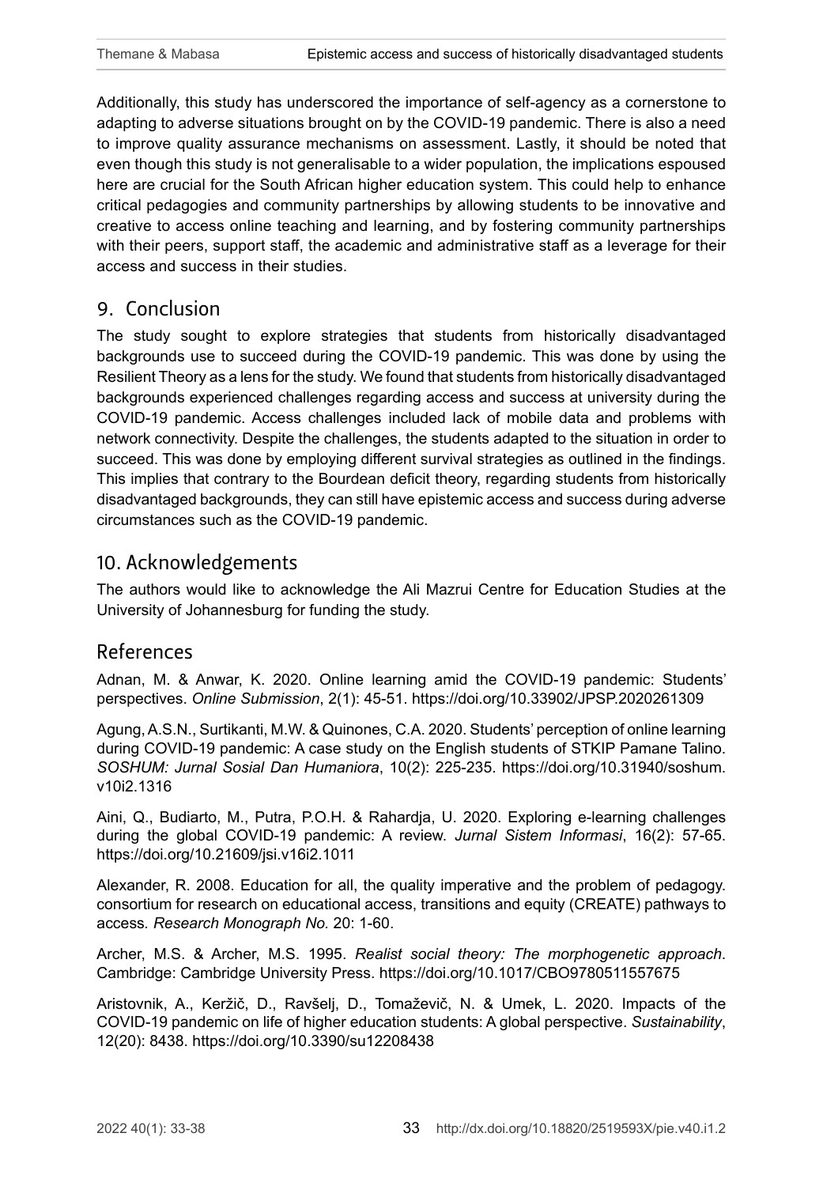Additionally, this study has underscored the importance of self-agency as a cornerstone to adapting to adverse situations brought on by the COVID-19 pandemic. There is also a need to improve quality assurance mechanisms on assessment. Lastly, it should be noted that even though this study is not generalisable to a wider population, the implications espoused here are crucial for the South African higher education system. This could help to enhance critical pedagogies and community partnerships by allowing students to be innovative and creative to access online teaching and learning, and by fostering community partnerships with their peers, support staff, the academic and administrative staff as a leverage for their access and success in their studies.

## 9. Conclusion

The study sought to explore strategies that students from historically disadvantaged backgrounds use to succeed during the COVID-19 pandemic. This was done by using the Resilient Theory as a lens for the study. We found that students from historically disadvantaged backgrounds experienced challenges regarding access and success at university during the COVID-19 pandemic. Access challenges included lack of mobile data and problems with network connectivity. Despite the challenges, the students adapted to the situation in order to succeed. This was done by employing different survival strategies as outlined in the findings. This implies that contrary to the Bourdean deficit theory, regarding students from historically disadvantaged backgrounds, they can still have epistemic access and success during adverse circumstances such as the COVID-19 pandemic.

## 10. Acknowledgements

The authors would like to acknowledge the Ali Mazrui Centre for Education Studies at the University of Johannesburg for funding the study.

## References

Adnan, M. & Anwar, K. 2020. Online learning amid the COVID-19 pandemic: Students' perspectives. *Online Submission*, 2(1): 45-51. https://doi.org/10.33902/JPSP.2020261309

Agung, A.S.N., Surtikanti, M.W. & Quinones, C.A. 2020. Students' perception of online learning during COVID-19 pandemic: A case study on the English students of STKIP Pamane Talino. *SOSHUM: Jurnal Sosial Dan Humaniora*, 10(2): 225-235. https://doi.org/10.31940/soshum.v10i2.1316

Aini, Q., Budiarto, M., Putra, P.O.H. & Rahardja, U. 2020. Exploring e-learning challenges during the global COVID-19 pandemic: A review. *Jurnal Sistem Informasi*, 16(2): 57-65. https://doi.org/10.21609/jsi.v16i2.1011

Alexander, R. 2008. Education for all, the quality imperative and the problem of pedagogy. consortium for research on educational access, transitions and equity (CREATE) pathways to access. *Research Monograph No.* 20: 1-60.

Archer, M.S. & Archer, M.S. 1995. *Realist social theory: The morphogenetic approach*. Cambridge: Cambridge University Press. https://doi.org/10.1017/CBO9780511557675

Aristovnik, A., Keržič, D., Ravšelj, D., Tomaževič, N. & Umek, L. 2020. Impacts of the COVID-19 pandemic on life of higher education students: A global perspective. *Sustainability*, 12(20): 8438. https://doi.org/10.3390/su12208438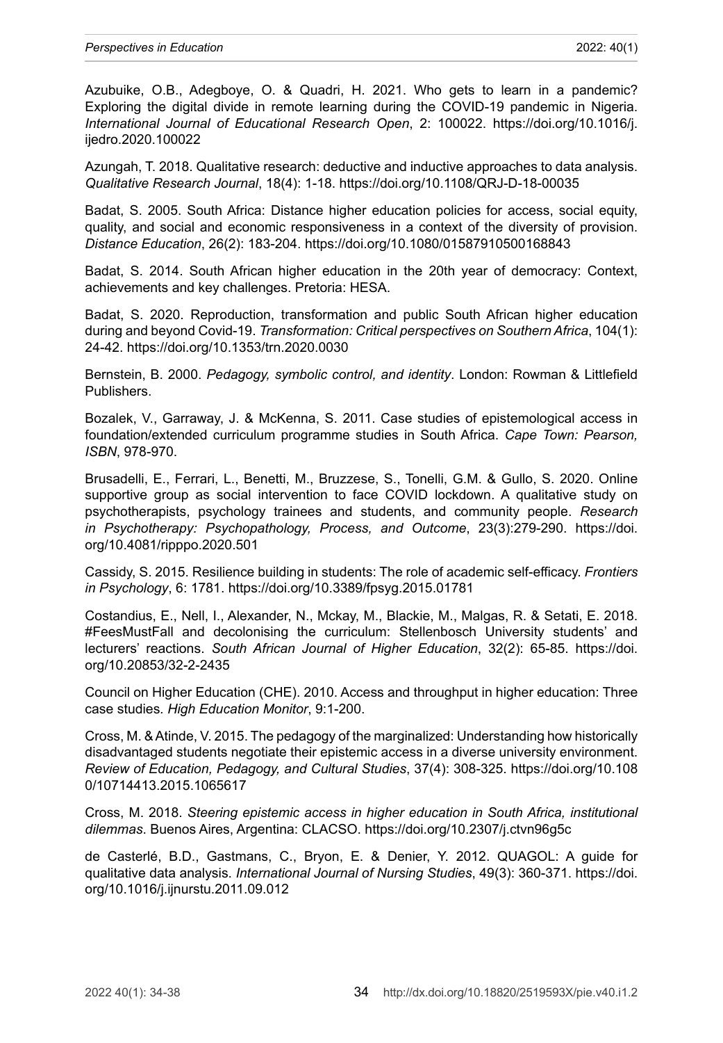Azubuike, O.B., Adegboye, O. & Quadri, H. 2021. Who gets to learn in a pandemic? Exploring the digital divide in remote learning during the COVID-19 pandemic in Nigeria. *International Journal of Educational Research Open*, 2: 100022. https://doi.org/10.1016/j.ijedro.2020.100022

Azungah, T. 2018. Qualitative research: deductive and inductive approaches to data analysis. *Qualitative Research Journal*, 18(4): 1-18. https://doi.org/10.1108/QRJ-D-18-00035

Badat, S. 2005. South Africa: Distance higher education policies for access, social equity, quality, and social and economic responsiveness in a context of the diversity of provision. *Distance Education*, 26(2): 183-204. https://doi.org/10.1080/01587910500168843

Badat, S. 2014. South African higher education in the 20th year of democracy: Context, achievements and key challenges. Pretoria: HESA.

Badat, S. 2020. Reproduction, transformation and public South African higher education during and beyond Covid-19. *Transformation: Critical perspectives on Southern Africa*, 104(1): 24-42. https://doi.org/10.1353/trn.2020.0030

Bernstein, B. 2000. *Pedagogy, symbolic control, and identity*. London: Rowman & Littlefield Publishers.

Bozalek, V., Garraway, J. & McKenna, S. 2011. Case studies of epistemological access in foundation/extended curriculum programme studies in South Africa. *Cape Town: Pearson, ISBN*, 978-970.

Brusadelli, E., Ferrari, L., Benetti, M., Bruzzese, S., Tonelli, G.M. & Gullo, S. 2020. Online supportive group as social intervention to face COVID lockdown. A qualitative study on psychotherapists, psychology trainees and students, and community people. *Research in Psychotherapy: Psychopathology, Process, and Outcome*, 23(3):279-290. https://doi.org/10.4081/ripppo.2020.501

Cassidy, S. 2015. Resilience building in students: The role of academic self-efficacy. *Frontiers in Psychology*, 6: 1781. https://doi.org/10.3389/fpsyg.2015.01781

Costandius, E., Nell, I., Alexander, N., Mckay, M., Blackie, M., Malgas, R. & Setati, E. 2018. #FeesMustFall and decolonising the curriculum: Stellenbosch University students' and lecturers' reactions. *South African Journal of Higher Education*, 32(2): 65-85. https://doi.org/10.20853/32-2-2435

Council on Higher Education (CHE). 2010. Access and throughput in higher education: Three case studies. *High Education Monitor*, 9:1-200.

Cross, M. & Atinde, V. 2015. The pedagogy of the marginalized: Understanding how historically disadvantaged students negotiate their epistemic access in a diverse university environment. *Review of Education, Pedagogy, and Cultural Studies*, 37(4): 308-325. https://doi.org/10.1080/10714413.2015.1065617

Cross, M. 2018. *Steering epistemic access in higher education in South Africa, institutional dilemmas*. Buenos Aires, Argentina: CLACSO. https://doi.org/10.2307/j.ctvn96g5c

de Casterlé, B.D., Gastmans, C., Bryon, E. & Denier, Y. 2012. QUAGOL: A guide for qualitative data analysis. *International Journal of Nursing Studies*, 49(3): 360-371. https://doi.org/10.1016/j.ijnurstu.2011.09.012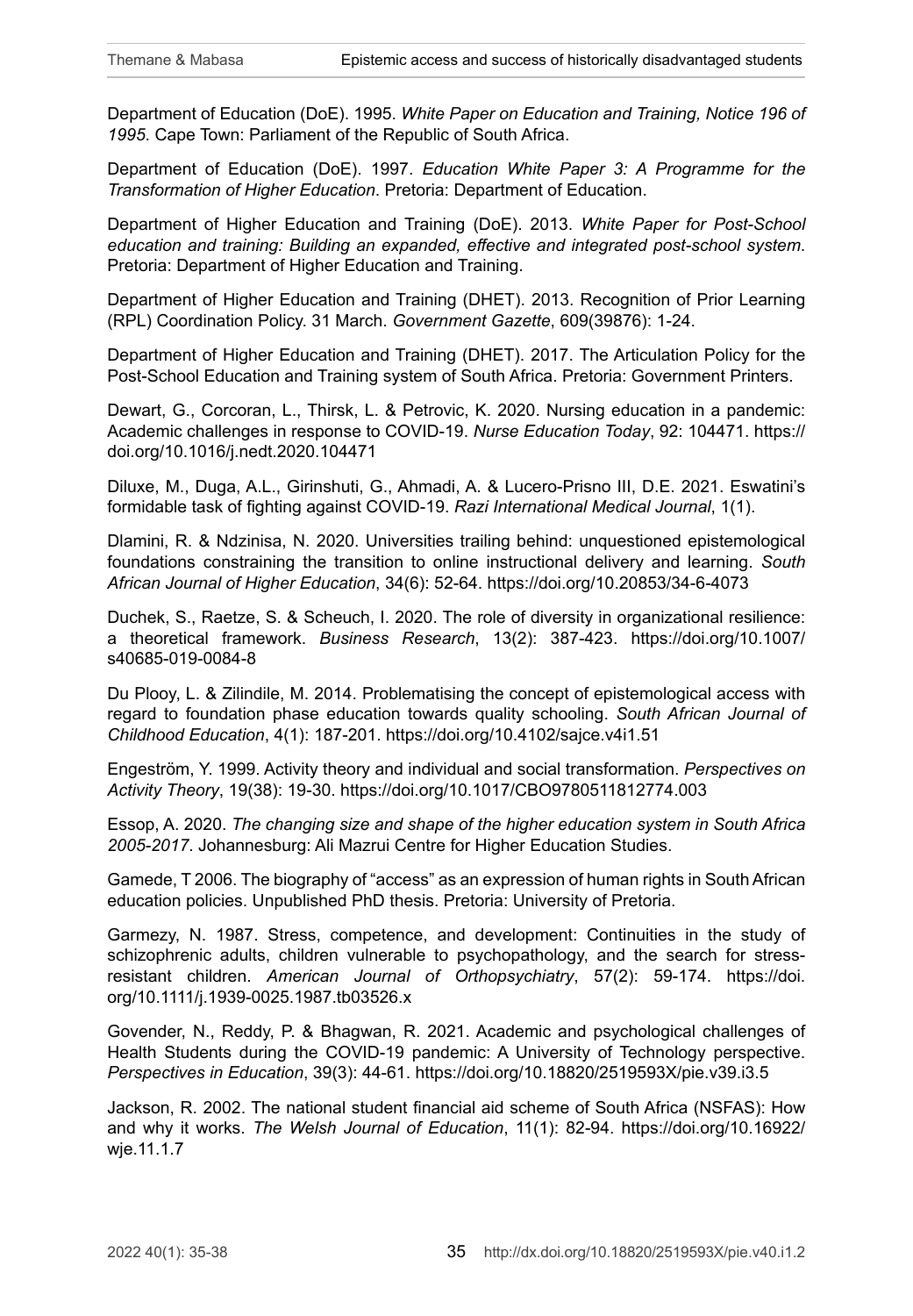Department of Education (DoE). 1995. *White Paper on Education and Training, Notice 196 of 1995.* Cape Town: Parliament of the Republic of South Africa.

Department of Education (DoE). 1997. *Education White Paper 3: A Programme for the Transformation of Higher Education*. Pretoria: Department of Education.

Department of Higher Education and Training (DoE). 2013. *White Paper for Post-School education and training: Building an expanded, effective and integrated post-school system*. Pretoria: Department of Higher Education and Training.

Department of Higher Education and Training (DHET). 2013. Recognition of Prior Learning (RPL) Coordination Policy. 31 March. *Government Gazette*, 609(39876): 1-24.

Department of Higher Education and Training (DHET). 2017. The Articulation Policy for the Post-School Education and Training system of South Africa. Pretoria: Government Printers.

Dewart, G., Corcoran, L., Thirsk, L. & Petrovic, K. 2020. Nursing education in a pandemic: Academic challenges in response to COVID-19. *Nurse Education Today*, 92: 104471. https://doi.org/10.1016/j.nedt.2020.104471

Diluxe, M., Duga, A.L., Girinshuti, G., Ahmadi, A. & Lucero-Prisno III, D.E. 2021. Eswatini's formidable task of fighting against COVID-19. *Razi International Medical Journal*, 1(1).

Dlamini, R. & Ndzinisa, N. 2020. Universities trailing behind: unquestioned epistemological foundations constraining the transition to online instructional delivery and learning. *South African Journal of Higher Education*, 34(6): 52-64. https://doi.org/10.20853/34-6-4073

Duchek, S., Raetze, S. & Scheuch, I. 2020. The role of diversity in organizational resilience: a theoretical framework. *Business Research*, 13(2): 387-423. https://doi.org/10.1007/s40685-019-0084-8

Du Plooy, L. & Zilindile, M. 2014. Problematising the concept of epistemological access with regard to foundation phase education towards quality schooling. *South African Journal of Childhood Education*, 4(1): 187-201. https://doi.org/10.4102/sajce.v4i1.51

Engeström, Y. 1999. Activity theory and individual and social transformation. *Perspectives on Activity Theory*, 19(38): 19-30. https://doi.org/10.1017/CBO9780511812774.003

Essop, A. 2020. *The changing size and shape of the higher education system in South Africa 2005-2017*. Johannesburg: Ali Mazrui Centre for Higher Education Studies.

Gamede, T 2006. The biography of "access" as an expression of human rights in South African education policies. Unpublished PhD thesis. Pretoria: University of Pretoria.

Garmezy, N. 1987. Stress, competence, and development: Continuities in the study of schizophrenic adults, children vulnerable to psychopathology, and the search for stress-resistant children. *American Journal of Orthopsychiatry*, 57(2): 59-174. https://doi.org/10.1111/j.1939-0025.1987.tb03526.x

Govender, N., Reddy, P. & Bhagwan, R. 2021. Academic and psychological challenges of Health Students during the COVID-19 pandemic: A University of Technology perspective. *Perspectives in Education*, 39(3): 44-61. https://doi.org/10.18820/2519593X/pie.v39.i3.5

Jackson, R. 2002. The national student financial aid scheme of South Africa (NSFAS): How and why it works. *The Welsh Journal of Education*, 11(1): 82-94. https://doi.org/10.16922/wje.11.1.7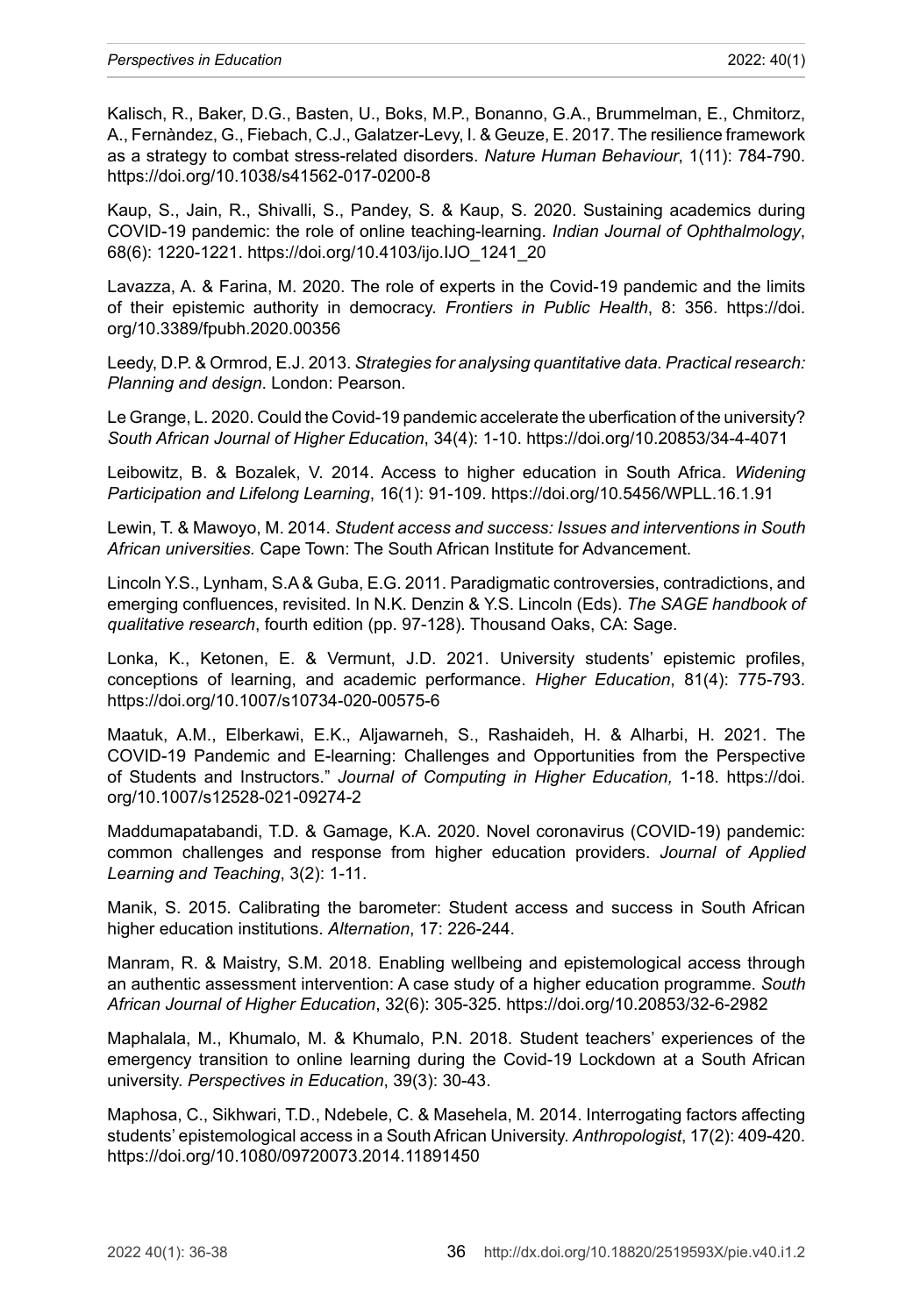Kalisch, R., Baker, D.G., Basten, U., Boks, M.P., Bonanno, G.A., Brummelman, E., Chmitorz, A., Fernàndez, G., Fiebach, C.J., Galatzer-Levy, I. & Geuze, E. 2017. The resilience framework as a strategy to combat stress-related disorders. *Nature Human Behaviour*, 1(11): 784-790. https://doi.org/10.1038/s41562-017-0200-8

Kaup, S., Jain, R., Shivalli, S., Pandey, S. & Kaup, S. 2020. Sustaining academics during COVID-19 pandemic: the role of online teaching-learning. *Indian Journal of Ophthalmology*, 68(6): 1220-1221. https://doi.org/10.4103/ijo.IJO_1241_20

Lavazza, A. & Farina, M. 2020. The role of experts in the Covid-19 pandemic and the limits of their epistemic authority in democracy. *Frontiers in Public Health*, 8: 356. https://doi.org/10.3389/fpubh.2020.00356

Leedy, D.P. & Ormrod, E.J. 2013. *Strategies for analysing quantitative data. Practical research: Planning and design*. London: Pearson.

Le Grange, L. 2020. Could the Covid-19 pandemic accelerate the uberfication of the university? *South African Journal of Higher Education*, 34(4): 1-10. https://doi.org/10.20853/34-4-4071

Leibowitz, B. & Bozalek, V. 2014. Access to higher education in South Africa. *Widening Participation and Lifelong Learning*, 16(1): 91-109. https://doi.org/10.5456/WPLL.16.1.91

Lewin, T. & Mawoyo, M. 2014. *Student access and success: Issues and interventions in South African universities.* Cape Town: The South African Institute for Advancement.

Lincoln Y.S., Lynham, S.A & Guba, E.G. 2011. Paradigmatic controversies, contradictions, and emerging confluences, revisited. In N.K. Denzin & Y.S. Lincoln (Eds). *The SAGE handbook of qualitative research*, fourth edition (pp. 97-128). Thousand Oaks, CA: Sage.

Lonka, K., Ketonen, E. & Vermunt, J.D. 2021. University students' epistemic profiles, conceptions of learning, and academic performance. *Higher Education*, 81(4): 775-793. https://doi.org/10.1007/s10734-020-00575-6

Maatuk, A.M., Elberkawi, E.K., Aljawarneh, S., Rashaideh, H. & Alharbi, H. 2021. The COVID-19 Pandemic and E-learning: Challenges and Opportunities from the Perspective of Students and Instructors." *Journal of Computing in Higher Education,* 1-18. https://doi.org/10.1007/s12528-021-09274-2

Maddumapatabandi, T.D. & Gamage, K.A. 2020. Novel coronavirus (COVID-19) pandemic: common challenges and response from higher education providers. *Journal of Applied Learning and Teaching*, 3(2): 1-11.

Manik, S. 2015. Calibrating the barometer: Student access and success in South African higher education institutions. *Alternation*, 17: 226-244.

Manram, R. & Maistry, S.M. 2018. Enabling wellbeing and epistemological access through an authentic assessment intervention: A case study of a higher education programme. *South African Journal of Higher Education*, 32(6): 305-325. https://doi.org/10.20853/32-6-2982

Maphalala, M., Khumalo, M. & Khumalo, P.N. 2018. Student teachers' experiences of the emergency transition to online learning during the Covid-19 Lockdown at a South African university. *Perspectives in Education*, 39(3): 30-43.

Maphosa, C., Sikhwari, T.D., Ndebele, C. & Masehela, M. 2014. Interrogating factors affecting students' epistemological access in a South African University. *Anthropologist*, 17(2): 409-420. https://doi.org/10.1080/09720073.2014.11891450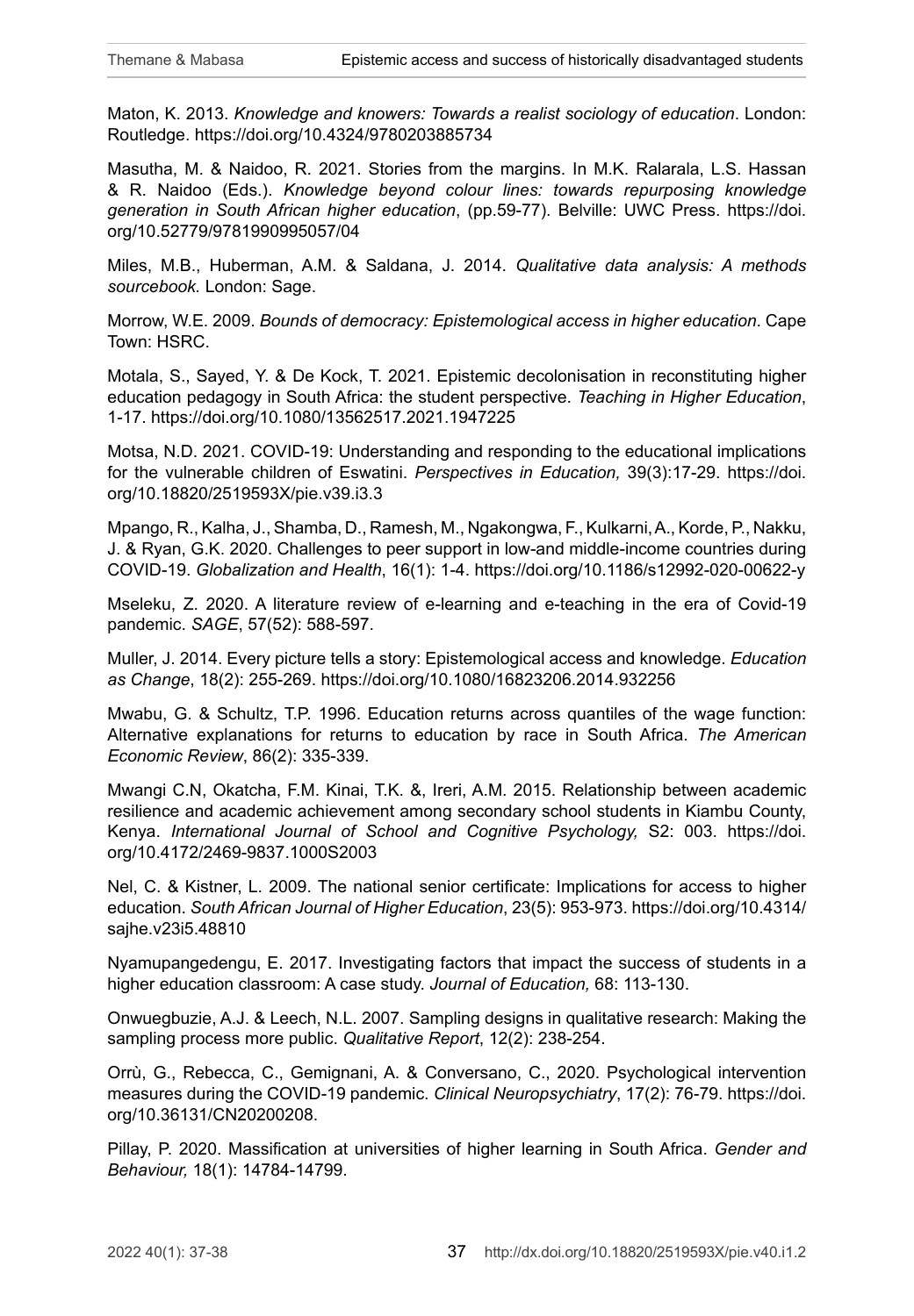Maton, K. 2013. *Knowledge and knowers: Towards a realist sociology of education*. London: Routledge. https://doi.org/10.4324/9780203885734

Masutha, M. & Naidoo, R. 2021. Stories from the margins. In M.K. Ralarala, L.S. Hassan & R. Naidoo (Eds.). *Knowledge beyond colour lines: towards repurposing knowledge generation in South African higher education*, (pp.59-77). Belville: UWC Press. https://doi.org/10.52779/9781990995057/04

Miles, M.B., Huberman, A.M. & Saldana, J. 2014. *Qualitative data analysis: A methods sourcebook*. London: Sage.

Morrow, W.E. 2009. *Bounds of democracy: Epistemological access in higher education*. Cape Town: HSRC.

Motala, S., Sayed, Y. & De Kock, T. 2021. Epistemic decolonisation in reconstituting higher education pedagogy in South Africa: the student perspective. *Teaching in Higher Education*, 1-17. https://doi.org/10.1080/13562517.2021.1947225

Motsa, N.D. 2021. COVID-19: Understanding and responding to the educational implications for the vulnerable children of Eswatini. *Perspectives in Education,* 39(3):17-29. https://doi.org/10.18820/2519593X/pie.v39.i3.3

Mpango, R., Kalha, J., Shamba, D., Ramesh, M., Ngakongwa, F., Kulkarni, A., Korde, P., Nakku, J. & Ryan, G.K. 2020. Challenges to peer support in low-and middle-income countries during COVID-19. *Globalization and Health*, 16(1): 1-4. https://doi.org/10.1186/s12992-020-00622-y

Mseleku, Z. 2020. A literature review of e-learning and e-teaching in the era of Covid-19 pandemic. *SAGE*, 57(52): 588-597.

Muller, J. 2014. Every picture tells a story: Epistemological access and knowledge. *Education as Change*, 18(2): 255-269. https://doi.org/10.1080/16823206.2014.932256

Mwabu, G. & Schultz, T.P. 1996. Education returns across quantiles of the wage function: Alternative explanations for returns to education by race in South Africa. *The American Economic Review*, 86(2): 335-339.

Mwangi C.N, Okatcha, F.M. Kinai, T.K. &, Ireri, A.M. 2015. Relationship between academic resilience and academic achievement among secondary school students in Kiambu County, Kenya. *International Journal of School and Cognitive Psychology,* S2: 003. https://doi.org/10.4172/2469-9837.1000S2003

Nel, C. & Kistner, L. 2009. The national senior certificate: Implications for access to higher education. *South African Journal of Higher Education*, 23(5): 953-973. https://doi.org/10.4314/sajhe.v23i5.48810

Nyamupangedengu, E. 2017. Investigating factors that impact the success of students in a higher education classroom: A case study. *Journal of Education,* 68: 113-130.

Onwuegbuzie, A.J. & Leech, N.L. 2007. Sampling designs in qualitative research: Making the sampling process more public. *Qualitative Report*, 12(2): 238-254.

Orrù, G., Rebecca, C., Gemignani, A. & Conversano, C., 2020. Psychological intervention measures during the COVID-19 pandemic. *Clinical Neuropsychiatry*, 17(2): 76-79. https://doi.org/10.36131/CN20200208.

Pillay, P. 2020. Massification at universities of higher learning in South Africa. *Gender and Behaviour,* 18(1): 14784-14799.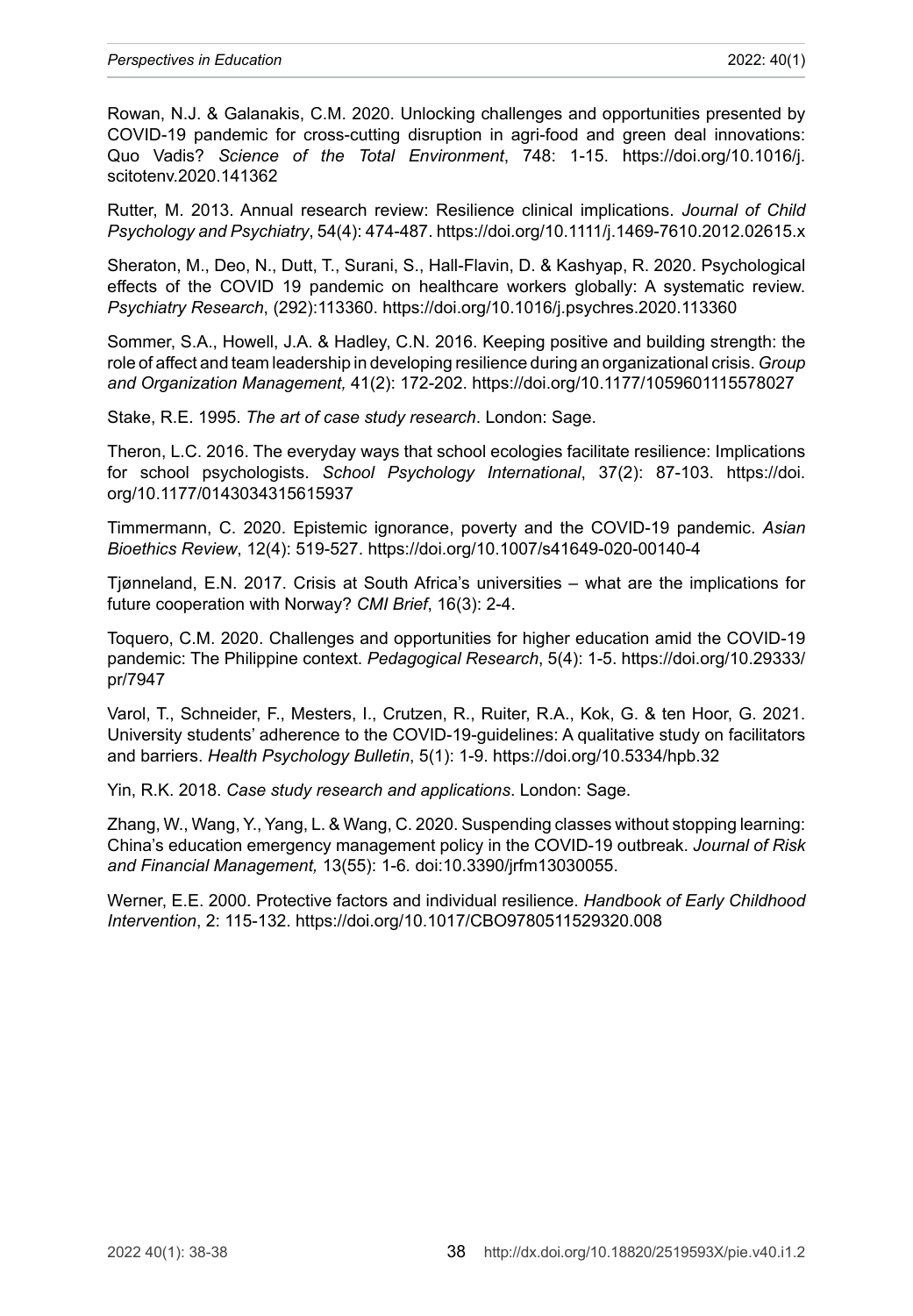Rowan, N.J. & Galanakis, C.M. 2020. Unlocking challenges and opportunities presented by COVID-19 pandemic for cross-cutting disruption in agri-food and green deal innovations: Quo Vadis? *Science of the Total Environment*, 748: 1-15. https://doi.org/10.1016/j.scitotenv.2020.141362

Rutter, M. 2013. Annual research review: Resilience clinical implications. *Journal of Child Psychology and Psychiatry*, 54(4): 474-487. https://doi.org/10.1111/j.1469-7610.2012.02615.x

Sheraton, M., Deo, N., Dutt, T., Surani, S., Hall-Flavin, D. & Kashyap, R. 2020. Psychological effects of the COVID 19 pandemic on healthcare workers globally: A systematic review. *Psychiatry Research*, (292):113360. https://doi.org/10.1016/j.psychres.2020.113360

Sommer, S.A., Howell, J.A. & Hadley, C.N. 2016. Keeping positive and building strength: the role of affect and team leadership in developing resilience during an organizational crisis. *Group and Organization Management,* 41(2): 172-202. https://doi.org/10.1177/1059601115578027

Stake, R.E. 1995. *The art of case study research*. London: Sage.

Theron, L.C. 2016. The everyday ways that school ecologies facilitate resilience: Implications for school psychologists. *School Psychology International*, 37(2): 87-103. https://doi.org/10.1177/0143034315615937

Timmermann, C. 2020. Epistemic ignorance, poverty and the COVID-19 pandemic. *Asian Bioethics Review*, 12(4): 519-527. https://doi.org/10.1007/s41649-020-00140-4

Tjønneland, E.N. 2017. Crisis at South Africa's universities – what are the implications for future cooperation with Norway? *CMI Brief*, 16(3): 2-4.

Toquero, C.M. 2020. Challenges and opportunities for higher education amid the COVID-19 pandemic: The Philippine context. *Pedagogical Research*, 5(4): 1-5. https://doi.org/10.29333/pr/7947

Varol, T., Schneider, F., Mesters, I., Crutzen, R., Ruiter, R.A., Kok, G. & ten Hoor, G. 2021. University students' adherence to the COVID-19-guidelines: A qualitative study on facilitators and barriers. *Health Psychology Bulletin*, 5(1): 1-9. https://doi.org/10.5334/hpb.32

Yin, R.K. 2018. *Case study research and applications*. London: Sage.

Zhang, W., Wang, Y., Yang, L. & Wang, C. 2020. Suspending classes without stopping learning: China's education emergency management policy in the COVID-19 outbreak. *Journal of Risk and Financial Management,* 13(55): 1-6. doi:10.3390/jrfm13030055.

Werner, E.E. 2000. Protective factors and individual resilience. *Handbook of Early Childhood Intervention*, 2: 115-132. https://doi.org/10.1017/CBO9780511529320.008